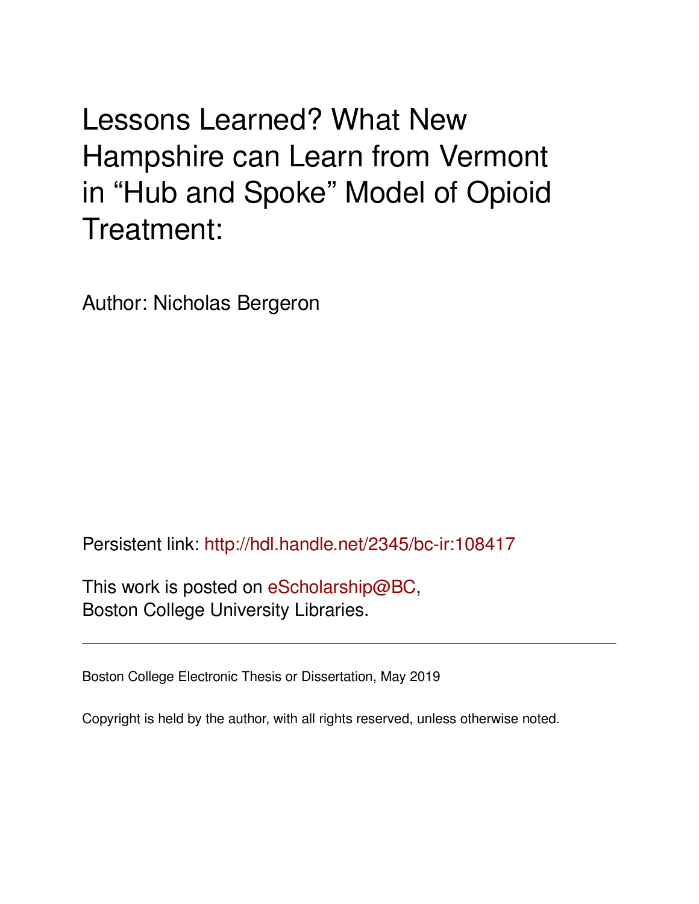# Lessons Learned? What New Hampshire can Learn from Vermont in "Hub and Spoke" Model of Opioid Treatment:

Author: Nicholas Bergeron

Persistent link: http://hdl.handle.net/2345/bc-ir:108417

This work is posted on eScholarship@BC, Boston College University Libraries.

Boston College Electronic Thesis or Dissertation, May 2019

Copyright is held by the author, with all rights reserved, unless otherwise noted.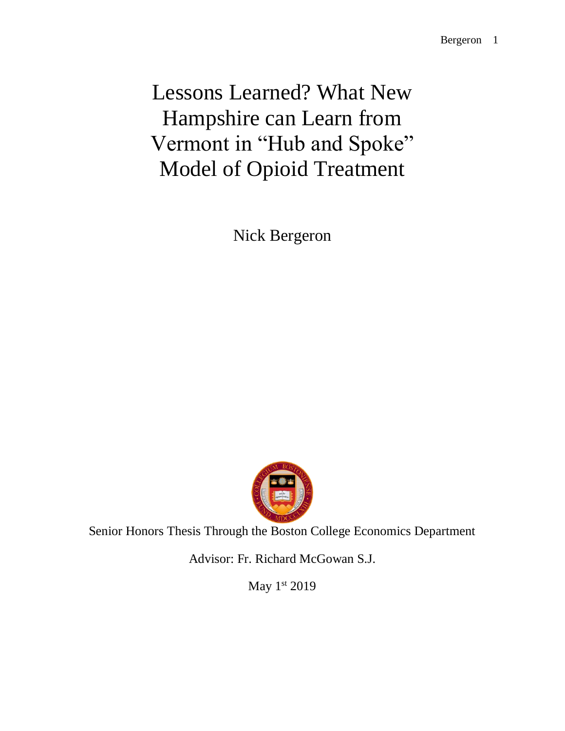# Lessons Learned? What New Hampshire can Learn from Vermont in "Hub and Spoke" Model of Opioid Treatment

Nick Bergeron

Senior Honors Thesis Through the Boston College Economics Department

Advisor: Fr. Richard McGowan S.J.

May 1st 2019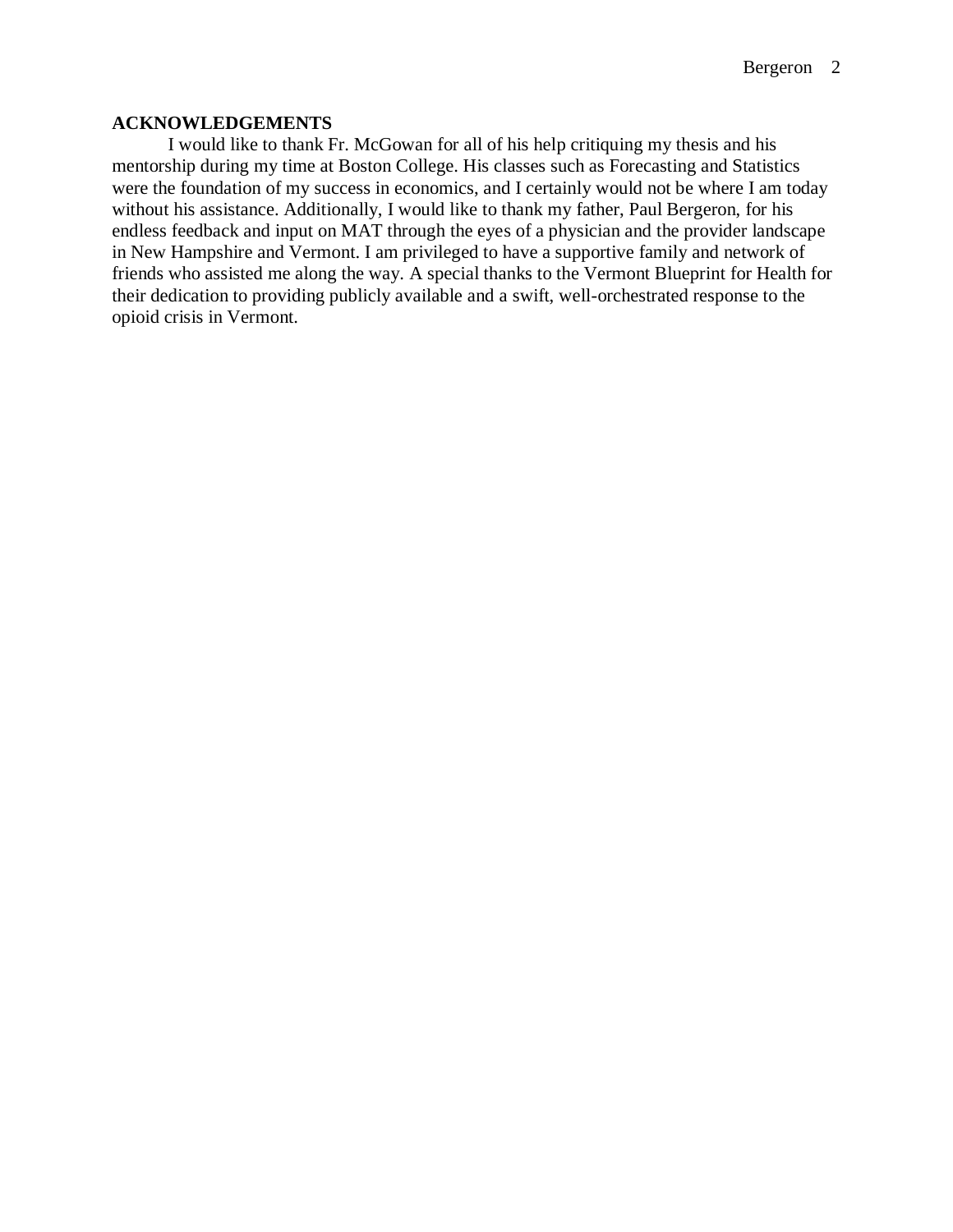## ACKNOWLEDGEMENTS

I would like to thank Fr. McGowan for all of his help critiquing my thesis and his mentorship during my time at Boston College. His classes such as Forecasting and Statistics were the foundation of my success in economics, and I certainly would not be where I am today without his assistance. Additionally, I would like to thank my father, Paul Bergeron, for his endless feedback and input on MAT through the eyes of a physician and the provider landscape in New Hampshire and Vermont. I am privileged to have a supportive family and network of friends who assisted me along the way. A special thanks to the Vermont Blueprint for Health for their dedication to providing publicly available and a swift, well-orchestrated response to the opioid crisis in Vermont.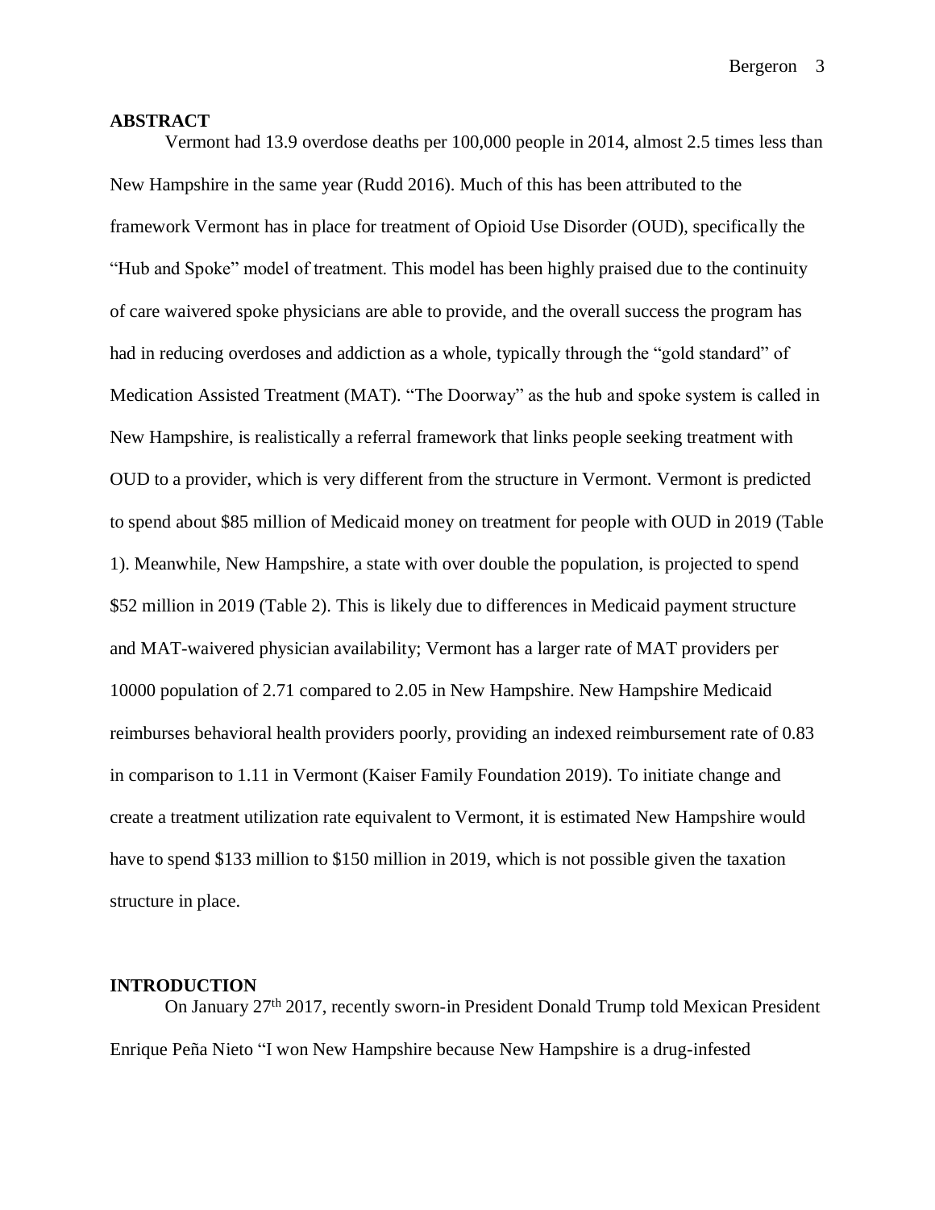## ABSTRACT

Vermont had 13.9 overdose deaths per 100,000 people in 2014, almost 2.5 times less than New Hampshire in the same year (Rudd 2016). Much of this has been attributed to the framework Vermont has in place for treatment of Opioid Use Disorder (OUD), specifically the "Hub and Spoke" model of treatment. This model has been highly praised due to the continuity of care waivered spoke physicians are able to provide, and the overall success the program has had in reducing overdoses and addiction as a whole, typically through the "gold standard" of Medication Assisted Treatment (MAT). "The Doorway" as the hub and spoke system is called in New Hampshire, is realistically a referral framework that links people seeking treatment with OUD to a provider, which is very different from the structure in Vermont. Vermont is predicted to spend about $85 million of Medicaid money on treatment for people with OUD in 2019 (Table 1). Meanwhile, New Hampshire, a state with over double the population, is projected to spend $52 million in 2019 (Table 2). This is likely due to differences in Medicaid payment structure and MAT-waivered physician availability; Vermont has a larger rate of MAT providers per 10000 population of 2.71 compared to 2.05 in New Hampshire. New Hampshire Medicaid reimburses behavioral health providers poorly, providing an indexed reimbursement rate of 0.83 in comparison to 1.11 in Vermont (Kaiser Family Foundation 2019). To initiate change and create a treatment utilization rate equivalent to Vermont, it is estimated New Hampshire would have to spend $133 million to $150 million in 2019, which is not possible given the taxation structure in place.

## INTRODUCTION

On January 27th 2017, recently sworn-in President Donald Trump told Mexican President Enrique Peña Nieto "I won New Hampshire because New Hampshire is a drug-infested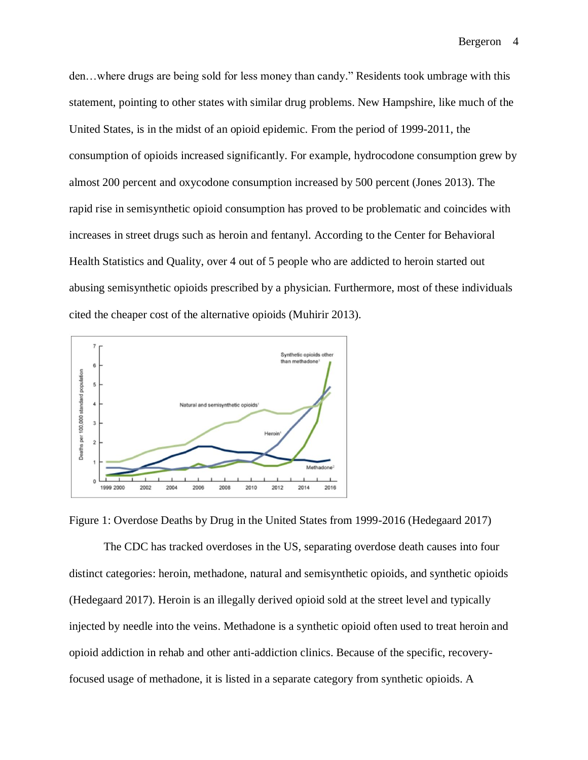den…where drugs are being sold for less money than candy." Residents took umbrage with this statement, pointing to other states with similar drug problems. New Hampshire, like much of the United States, is in the midst of an opioid epidemic. From the period of 1999-2011, the consumption of opioids increased significantly. For example, hydrocodone consumption grew by almost 200 percent and oxycodone consumption increased by 500 percent (Jones 2013). The rapid rise in semisynthetic opioid consumption has proved to be problematic and coincides with increases in street drugs such as heroin and fentanyl. According to the Center for Behavioral Health Statistics and Quality, over 4 out of 5 people who are addicted to heroin started out abusing semisynthetic opioids prescribed by a physician. Furthermore, most of these individuals cited the cheaper cost of the alternative opioids (Muhirir 2013).

Figure 1: Overdose Deaths by Drug in the United States from 1999-2016 (Hedegaard 2017)

The CDC has tracked overdoses in the US, separating overdose death causes into four distinct categories: heroin, methadone, natural and semisynthetic opioids, and synthetic opioids (Hedegaard 2017). Heroin is an illegally derived opioid sold at the street level and typically injected by needle into the veins. Methadone is a synthetic opioid often used to treat heroin and opioid addiction in rehab and other anti-addiction clinics. Because of the specific, recovery-focused usage of methadone, it is listed in a separate category from synthetic opioids. A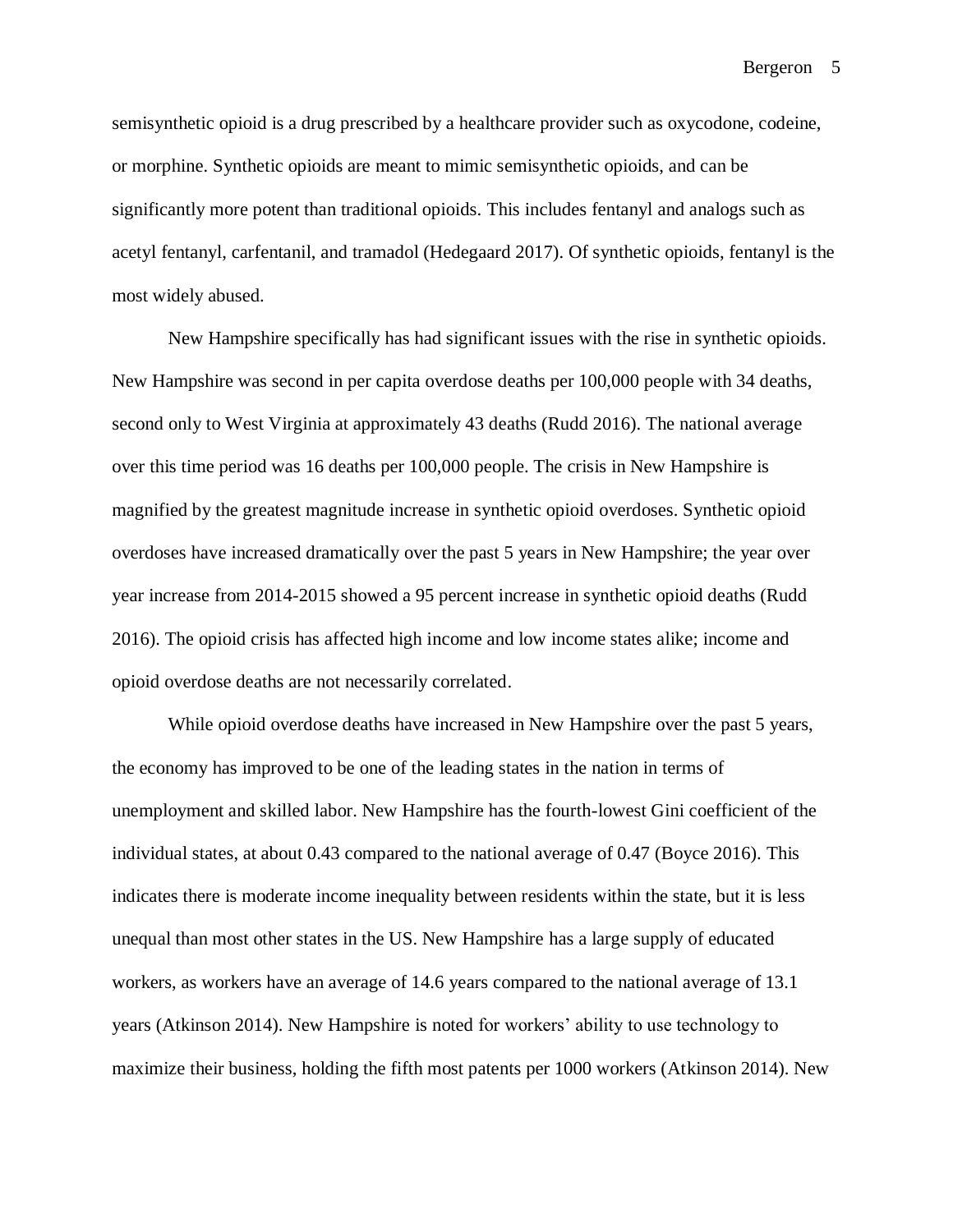semisynthetic opioid is a drug prescribed by a healthcare provider such as oxycodone, codeine, or morphine. Synthetic opioids are meant to mimic semisynthetic opioids, and can be significantly more potent than traditional opioids. This includes fentanyl and analogs such as acetyl fentanyl, carfentanil, and tramadol (Hedegaard 2017). Of synthetic opioids, fentanyl is the most widely abused.

New Hampshire specifically has had significant issues with the rise in synthetic opioids. New Hampshire was second in per capita overdose deaths per 100,000 people with 34 deaths, second only to West Virginia at approximately 43 deaths (Rudd 2016). The national average over this time period was 16 deaths per 100,000 people. The crisis in New Hampshire is magnified by the greatest magnitude increase in synthetic opioid overdoses. Synthetic opioid overdoses have increased dramatically over the past 5 years in New Hampshire; the year over year increase from 2014-2015 showed a 95 percent increase in synthetic opioid deaths (Rudd 2016). The opioid crisis has affected high income and low income states alike; income and opioid overdose deaths are not necessarily correlated.

While opioid overdose deaths have increased in New Hampshire over the past 5 years, the economy has improved to be one of the leading states in the nation in terms of unemployment and skilled labor. New Hampshire has the fourth-lowest Gini coefficient of the individual states, at about 0.43 compared to the national average of 0.47 (Boyce 2016). This indicates there is moderate income inequality between residents within the state, but it is less unequal than most other states in the US. New Hampshire has a large supply of educated workers, as workers have an average of 14.6 years compared to the national average of 13.1 years (Atkinson 2014). New Hampshire is noted for workers' ability to use technology to maximize their business, holding the fifth most patents per 1000 workers (Atkinson 2014). New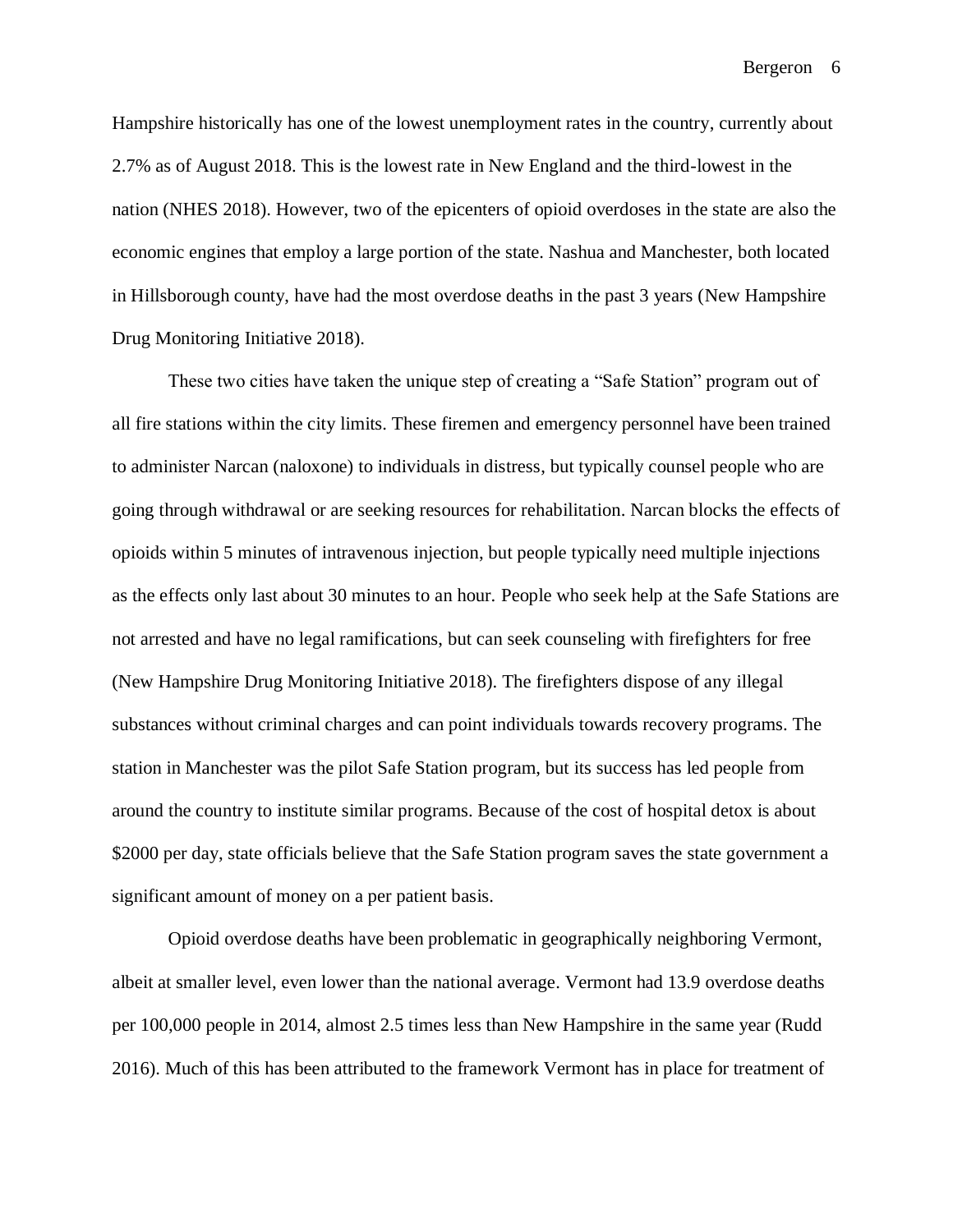Hampshire historically has one of the lowest unemployment rates in the country, currently about 2.7% as of August 2018. This is the lowest rate in New England and the third-lowest in the nation (NHES 2018). However, two of the epicenters of opioid overdoses in the state are also the economic engines that employ a large portion of the state. Nashua and Manchester, both located in Hillsborough county, have had the most overdose deaths in the past 3 years (New Hampshire Drug Monitoring Initiative 2018).

These two cities have taken the unique step of creating a "Safe Station" program out of all fire stations within the city limits. These firemen and emergency personnel have been trained to administer Narcan (naloxone) to individuals in distress, but typically counsel people who are going through withdrawal or are seeking resources for rehabilitation. Narcan blocks the effects of opioids within 5 minutes of intravenous injection, but people typically need multiple injections as the effects only last about 30 minutes to an hour. People who seek help at the Safe Stations are not arrested and have no legal ramifications, but can seek counseling with firefighters for free (New Hampshire Drug Monitoring Initiative 2018). The firefighters dispose of any illegal substances without criminal charges and can point individuals towards recovery programs. The station in Manchester was the pilot Safe Station program, but its success has led people from around the country to institute similar programs. Because of the cost of hospital detox is about $2000 per day, state officials believe that the Safe Station program saves the state government a significant amount of money on a per patient basis.

Opioid overdose deaths have been problematic in geographically neighboring Vermont, albeit at smaller level, even lower than the national average. Vermont had 13.9 overdose deaths per 100,000 people in 2014, almost 2.5 times less than New Hampshire in the same year (Rudd 2016). Much of this has been attributed to the framework Vermont has in place for treatment of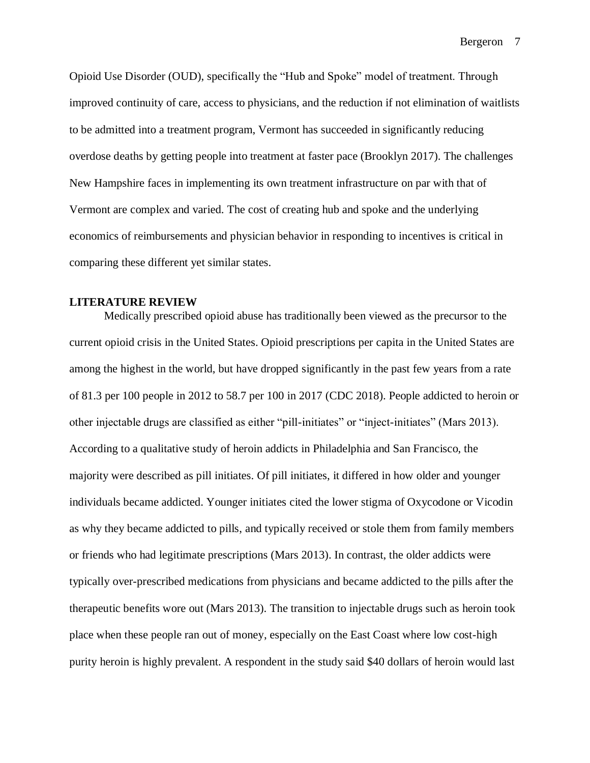Opioid Use Disorder (OUD), specifically the "Hub and Spoke" model of treatment. Through improved continuity of care, access to physicians, and the reduction if not elimination of waitlists to be admitted into a treatment program, Vermont has succeeded in significantly reducing overdose deaths by getting people into treatment at faster pace (Brooklyn 2017). The challenges New Hampshire faces in implementing its own treatment infrastructure on par with that of Vermont are complex and varied. The cost of creating hub and spoke and the underlying economics of reimbursements and physician behavior in responding to incentives is critical in comparing these different yet similar states.

## LITERATURE REVIEW

Medically prescribed opioid abuse has traditionally been viewed as the precursor to the current opioid crisis in the United States. Opioid prescriptions per capita in the United States are among the highest in the world, but have dropped significantly in the past few years from a rate of 81.3 per 100 people in 2012 to 58.7 per 100 in 2017 (CDC 2018). People addicted to heroin or other injectable drugs are classified as either "pill-initiates" or "inject-initiates" (Mars 2013). According to a qualitative study of heroin addicts in Philadelphia and San Francisco, the majority were described as pill initiates. Of pill initiates, it differed in how older and younger individuals became addicted. Younger initiates cited the lower stigma of Oxycodone or Vicodin as why they became addicted to pills, and typically received or stole them from family members or friends who had legitimate prescriptions (Mars 2013). In contrast, the older addicts were typically over-prescribed medications from physicians and became addicted to the pills after the therapeutic benefits wore out (Mars 2013). The transition to injectable drugs such as heroin took place when these people ran out of money, especially on the East Coast where low cost-high purity heroin is highly prevalent. A respondent in the study said $40 dollars of heroin would last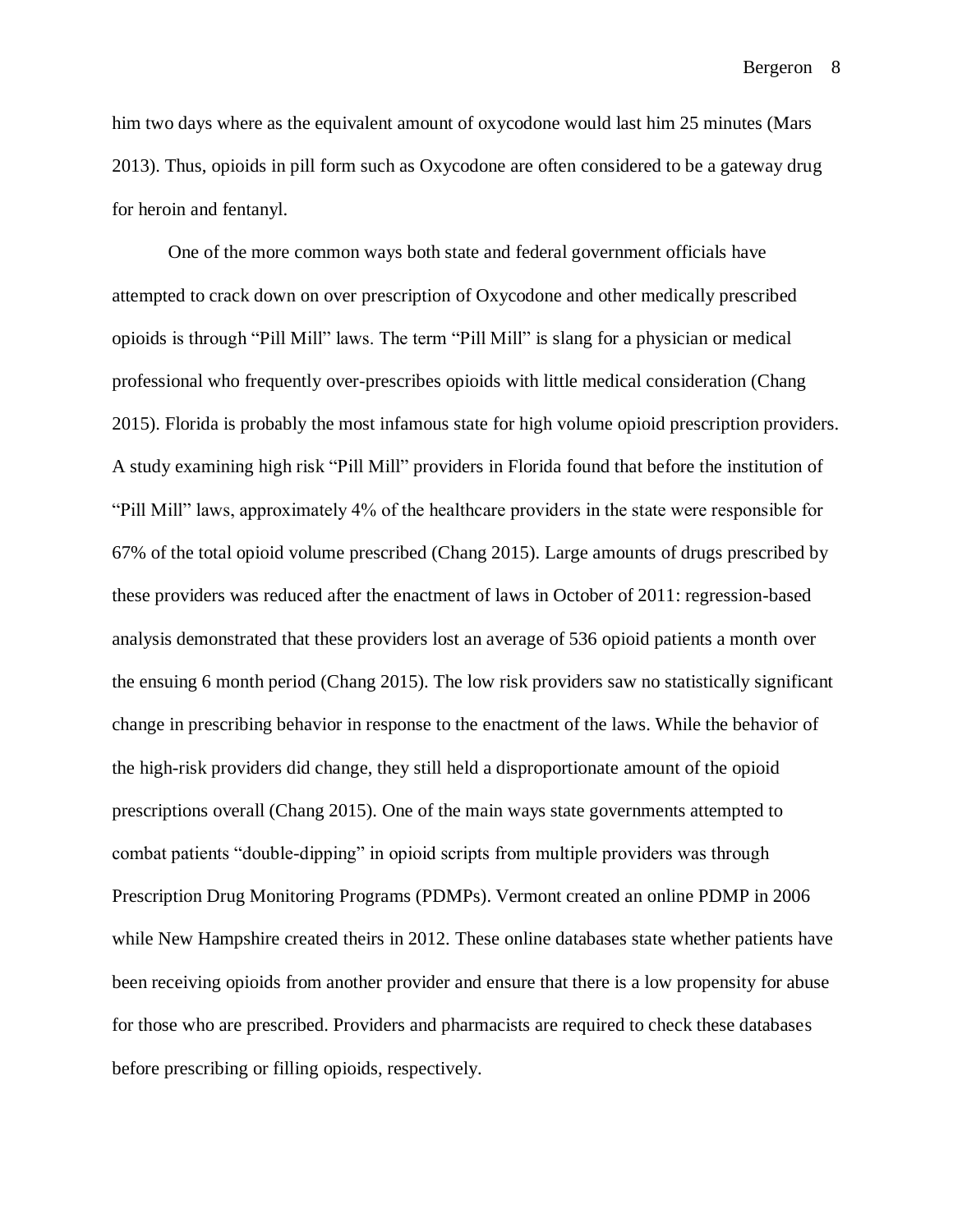him two days where as the equivalent amount of oxycodone would last him 25 minutes (Mars 2013). Thus, opioids in pill form such as Oxycodone are often considered to be a gateway drug for heroin and fentanyl.

One of the more common ways both state and federal government officials have attempted to crack down on over prescription of Oxycodone and other medically prescribed opioids is through "Pill Mill" laws. The term "Pill Mill" is slang for a physician or medical professional who frequently over-prescribes opioids with little medical consideration (Chang 2015). Florida is probably the most infamous state for high volume opioid prescription providers. A study examining high risk "Pill Mill" providers in Florida found that before the institution of "Pill Mill" laws, approximately 4% of the healthcare providers in the state were responsible for 67% of the total opioid volume prescribed (Chang 2015). Large amounts of drugs prescribed by these providers was reduced after the enactment of laws in October of 2011: regression-based analysis demonstrated that these providers lost an average of 536 opioid patients a month over the ensuing 6 month period (Chang 2015). The low risk providers saw no statistically significant change in prescribing behavior in response to the enactment of the laws. While the behavior of the high-risk providers did change, they still held a disproportionate amount of the opioid prescriptions overall (Chang 2015). One of the main ways state governments attempted to combat patients "double-dipping" in opioid scripts from multiple providers was through Prescription Drug Monitoring Programs (PDMPs). Vermont created an online PDMP in 2006 while New Hampshire created theirs in 2012. These online databases state whether patients have been receiving opioids from another provider and ensure that there is a low propensity for abuse for those who are prescribed. Providers and pharmacists are required to check these databases before prescribing or filling opioids, respectively.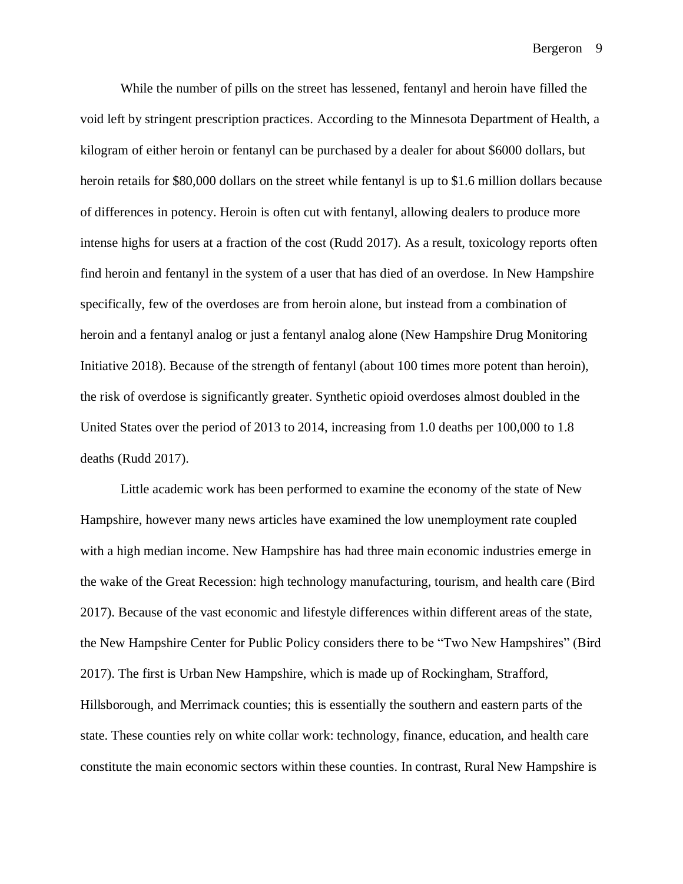While the number of pills on the street has lessened, fentanyl and heroin have filled the void left by stringent prescription practices. According to the Minnesota Department of Health, a kilogram of either heroin or fentanyl can be purchased by a dealer for about $6000 dollars, but heroin retails for $80,000 dollars on the street while fentanyl is up to $1.6 million dollars because of differences in potency. Heroin is often cut with fentanyl, allowing dealers to produce more intense highs for users at a fraction of the cost (Rudd 2017). As a result, toxicology reports often find heroin and fentanyl in the system of a user that has died of an overdose. In New Hampshire specifically, few of the overdoses are from heroin alone, but instead from a combination of heroin and a fentanyl analog or just a fentanyl analog alone (New Hampshire Drug Monitoring Initiative 2018). Because of the strength of fentanyl (about 100 times more potent than heroin), the risk of overdose is significantly greater. Synthetic opioid overdoses almost doubled in the United States over the period of 2013 to 2014, increasing from 1.0 deaths per 100,000 to 1.8 deaths (Rudd 2017).

Little academic work has been performed to examine the economy of the state of New Hampshire, however many news articles have examined the low unemployment rate coupled with a high median income. New Hampshire has had three main economic industries emerge in the wake of the Great Recession: high technology manufacturing, tourism, and health care (Bird 2017). Because of the vast economic and lifestyle differences within different areas of the state, the New Hampshire Center for Public Policy considers there to be "Two New Hampshires" (Bird 2017). The first is Urban New Hampshire, which is made up of Rockingham, Strafford, Hillsborough, and Merrimack counties; this is essentially the southern and eastern parts of the state. These counties rely on white collar work: technology, finance, education, and health care constitute the main economic sectors within these counties. In contrast, Rural New Hampshire is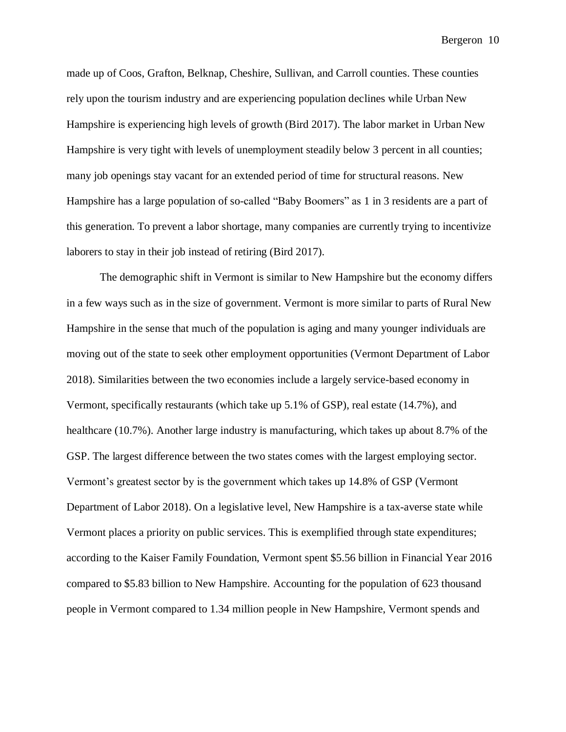made up of Coos, Grafton, Belknap, Cheshire, Sullivan, and Carroll counties. These counties rely upon the tourism industry and are experiencing population declines while Urban New Hampshire is experiencing high levels of growth (Bird 2017). The labor market in Urban New Hampshire is very tight with levels of unemployment steadily below 3 percent in all counties; many job openings stay vacant for an extended period of time for structural reasons. New Hampshire has a large population of so-called "Baby Boomers" as 1 in 3 residents are a part of this generation. To prevent a labor shortage, many companies are currently trying to incentivize laborers to stay in their job instead of retiring (Bird 2017).

The demographic shift in Vermont is similar to New Hampshire but the economy differs in a few ways such as in the size of government. Vermont is more similar to parts of Rural New Hampshire in the sense that much of the population is aging and many younger individuals are moving out of the state to seek other employment opportunities (Vermont Department of Labor 2018). Similarities between the two economies include a largely service-based economy in Vermont, specifically restaurants (which take up 5.1% of GSP), real estate (14.7%), and healthcare (10.7%). Another large industry is manufacturing, which takes up about 8.7% of the GSP. The largest difference between the two states comes with the largest employing sector. Vermont's greatest sector by is the government which takes up 14.8% of GSP (Vermont Department of Labor 2018). On a legislative level, New Hampshire is a tax-averse state while Vermont places a priority on public services. This is exemplified through state expenditures; according to the Kaiser Family Foundation, Vermont spent $5.56 billion in Financial Year 2016 compared to $5.83 billion to New Hampshire. Accounting for the population of 623 thousand people in Vermont compared to 1.34 million people in New Hampshire, Vermont spends and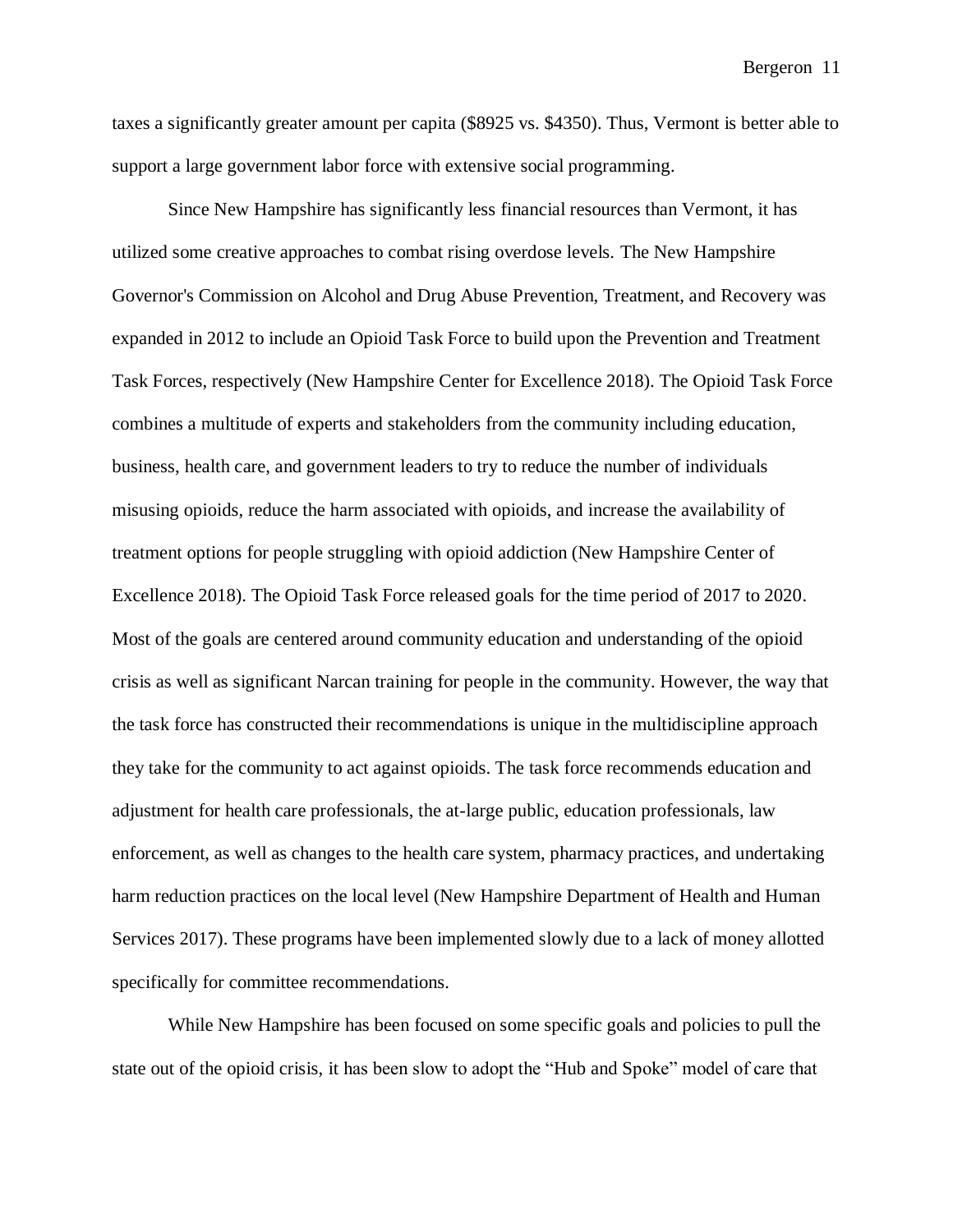taxes a significantly greater amount per capita ($8925 vs. $4350). Thus, Vermont is better able to support a large government labor force with extensive social programming.

Since New Hampshire has significantly less financial resources than Vermont, it has utilized some creative approaches to combat rising overdose levels. The New Hampshire Governor's Commission on Alcohol and Drug Abuse Prevention, Treatment, and Recovery was expanded in 2012 to include an Opioid Task Force to build upon the Prevention and Treatment Task Forces, respectively (New Hampshire Center for Excellence 2018). The Opioid Task Force combines a multitude of experts and stakeholders from the community including education, business, health care, and government leaders to try to reduce the number of individuals misusing opioids, reduce the harm associated with opioids, and increase the availability of treatment options for people struggling with opioid addiction (New Hampshire Center of Excellence 2018). The Opioid Task Force released goals for the time period of 2017 to 2020. Most of the goals are centered around community education and understanding of the opioid crisis as well as significant Narcan training for people in the community. However, the way that the task force has constructed their recommendations is unique in the multidiscipline approach they take for the community to act against opioids. The task force recommends education and adjustment for health care professionals, the at-large public, education professionals, law enforcement, as well as changes to the health care system, pharmacy practices, and undertaking harm reduction practices on the local level (New Hampshire Department of Health and Human Services 2017). These programs have been implemented slowly due to a lack of money allotted specifically for committee recommendations.

While New Hampshire has been focused on some specific goals and policies to pull the state out of the opioid crisis, it has been slow to adopt the "Hub and Spoke" model of care that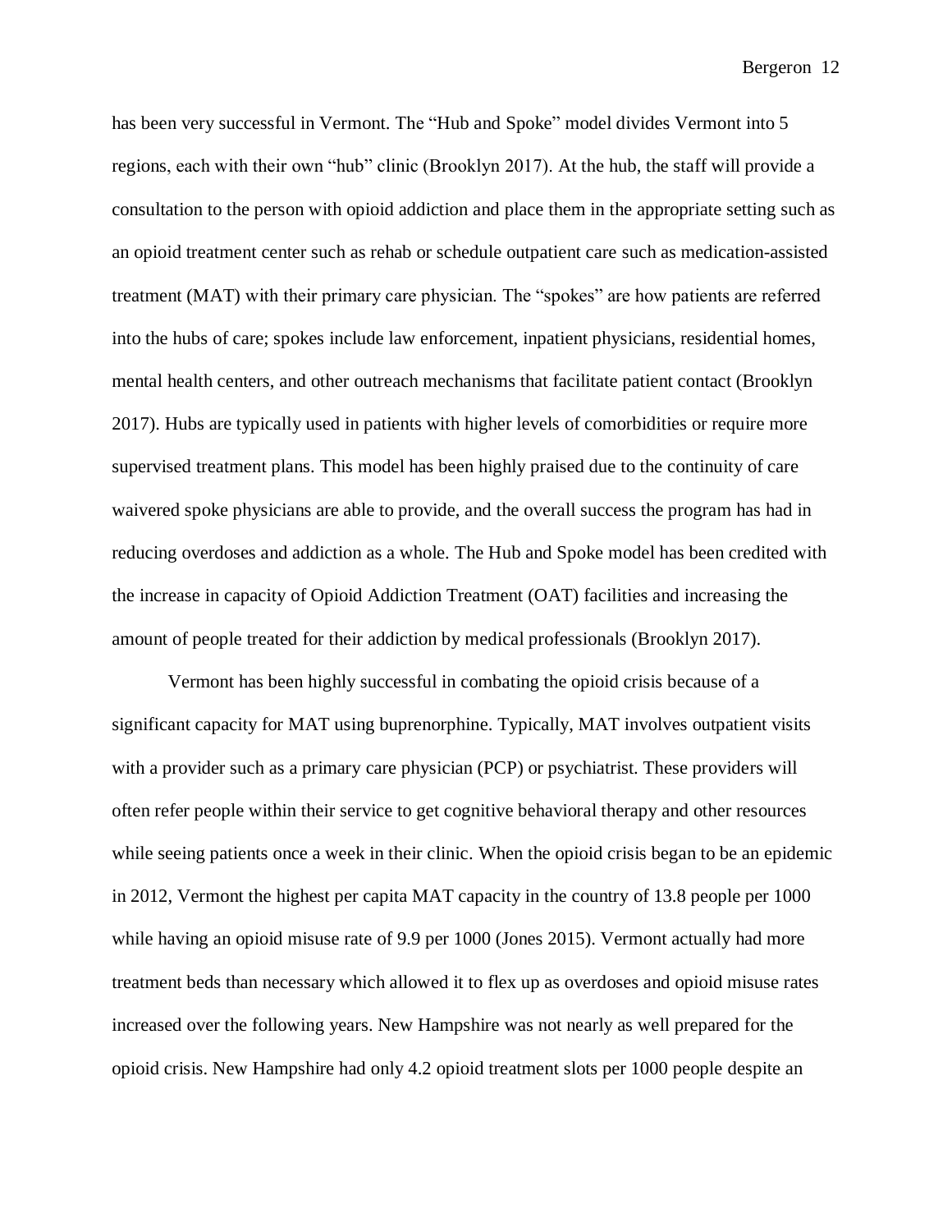has been very successful in Vermont. The "Hub and Spoke" model divides Vermont into 5 regions, each with their own "hub" clinic (Brooklyn 2017). At the hub, the staff will provide a consultation to the person with opioid addiction and place them in the appropriate setting such as an opioid treatment center such as rehab or schedule outpatient care such as medication-assisted treatment (MAT) with their primary care physician. The "spokes" are how patients are referred into the hubs of care; spokes include law enforcement, inpatient physicians, residential homes, mental health centers, and other outreach mechanisms that facilitate patient contact (Brooklyn 2017). Hubs are typically used in patients with higher levels of comorbidities or require more supervised treatment plans. This model has been highly praised due to the continuity of care waivered spoke physicians are able to provide, and the overall success the program has had in reducing overdoses and addiction as a whole. The Hub and Spoke model has been credited with the increase in capacity of Opioid Addiction Treatment (OAT) facilities and increasing the amount of people treated for their addiction by medical professionals (Brooklyn 2017).

Vermont has been highly successful in combating the opioid crisis because of a significant capacity for MAT using buprenorphine. Typically, MAT involves outpatient visits with a provider such as a primary care physician (PCP) or psychiatrist. These providers will often refer people within their service to get cognitive behavioral therapy and other resources while seeing patients once a week in their clinic. When the opioid crisis began to be an epidemic in 2012, Vermont the highest per capita MAT capacity in the country of 13.8 people per 1000 while having an opioid misuse rate of 9.9 per 1000 (Jones 2015). Vermont actually had more treatment beds than necessary which allowed it to flex up as overdoses and opioid misuse rates increased over the following years. New Hampshire was not nearly as well prepared for the opioid crisis. New Hampshire had only 4.2 opioid treatment slots per 1000 people despite an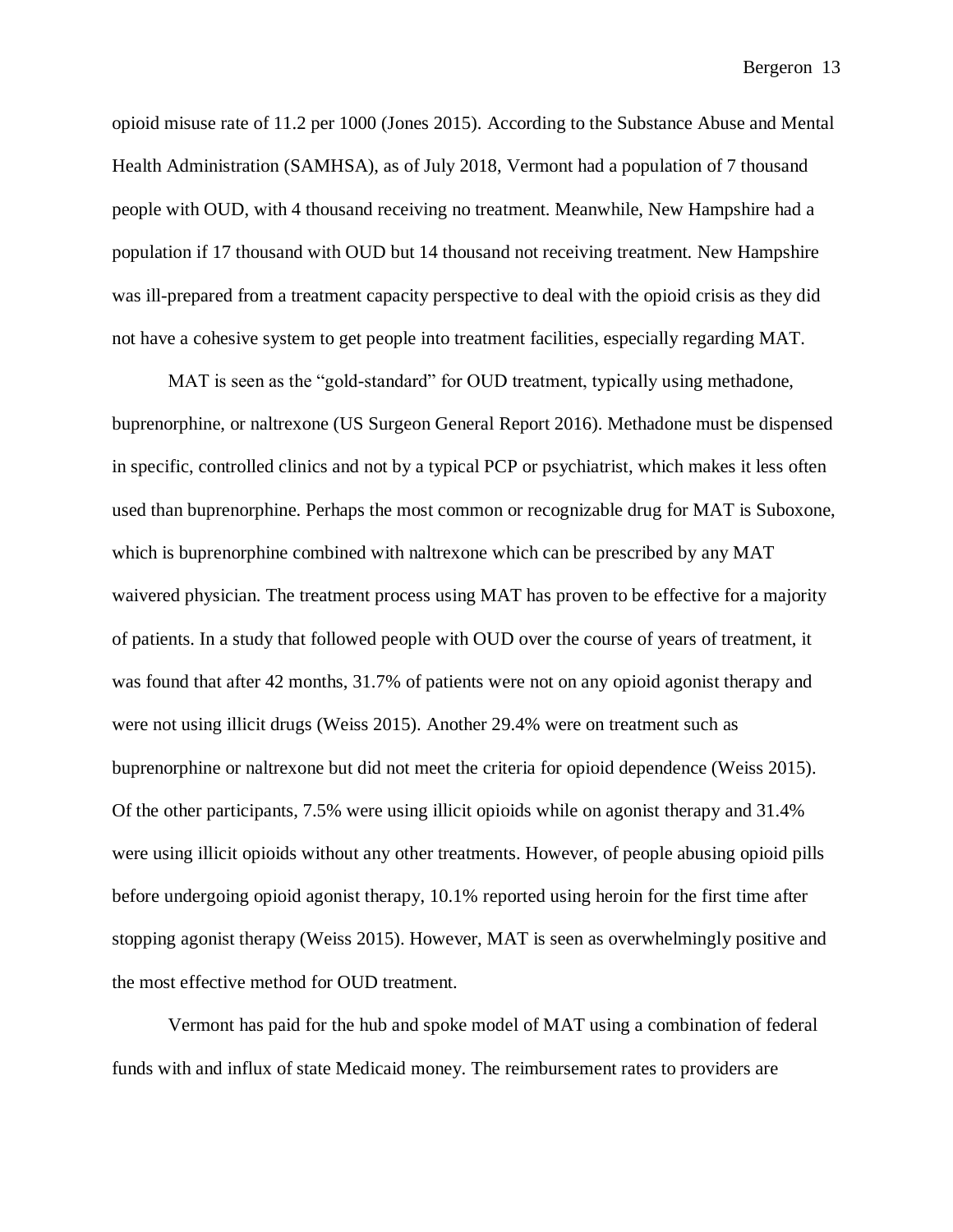opioid misuse rate of 11.2 per 1000 (Jones 2015). According to the Substance Abuse and Mental Health Administration (SAMHSA), as of July 2018, Vermont had a population of 7 thousand people with OUD, with 4 thousand receiving no treatment. Meanwhile, New Hampshire had a population if 17 thousand with OUD but 14 thousand not receiving treatment. New Hampshire was ill-prepared from a treatment capacity perspective to deal with the opioid crisis as they did not have a cohesive system to get people into treatment facilities, especially regarding MAT.

MAT is seen as the "gold-standard" for OUD treatment, typically using methadone, buprenorphine, or naltrexone (US Surgeon General Report 2016). Methadone must be dispensed in specific, controlled clinics and not by a typical PCP or psychiatrist, which makes it less often used than buprenorphine. Perhaps the most common or recognizable drug for MAT is Suboxone, which is buprenorphine combined with naltrexone which can be prescribed by any MAT waivered physician. The treatment process using MAT has proven to be effective for a majority of patients. In a study that followed people with OUD over the course of years of treatment, it was found that after 42 months, 31.7% of patients were not on any opioid agonist therapy and were not using illicit drugs (Weiss 2015). Another 29.4% were on treatment such as buprenorphine or naltrexone but did not meet the criteria for opioid dependence (Weiss 2015). Of the other participants, 7.5% were using illicit opioids while on agonist therapy and 31.4% were using illicit opioids without any other treatments. However, of people abusing opioid pills before undergoing opioid agonist therapy, 10.1% reported using heroin for the first time after stopping agonist therapy (Weiss 2015). However, MAT is seen as overwhelmingly positive and the most effective method for OUD treatment.

Vermont has paid for the hub and spoke model of MAT using a combination of federal funds with and influx of state Medicaid money. The reimbursement rates to providers are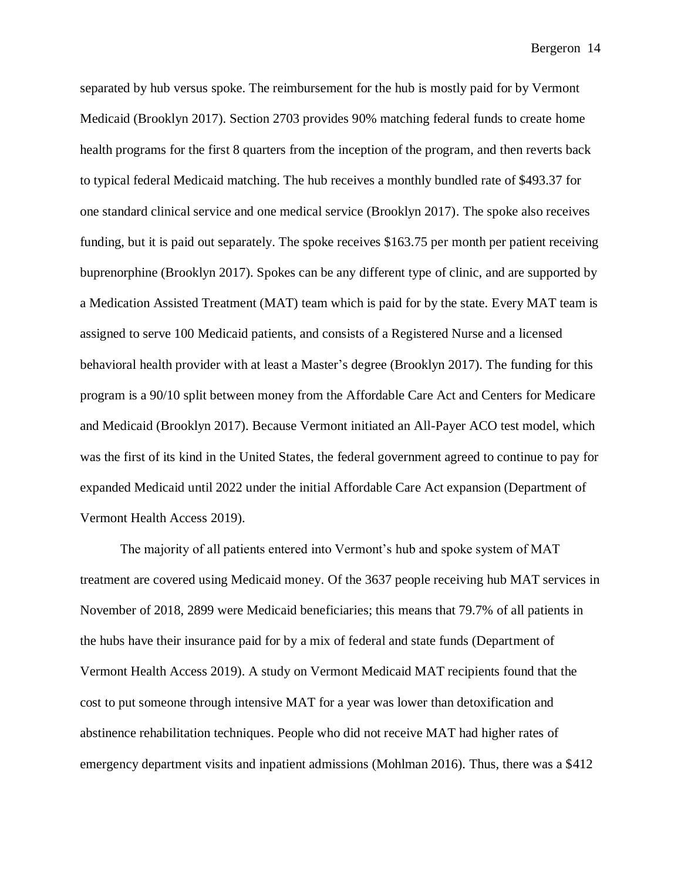separated by hub versus spoke. The reimbursement for the hub is mostly paid for by Vermont Medicaid (Brooklyn 2017). Section 2703 provides 90% matching federal funds to create home health programs for the first 8 quarters from the inception of the program, and then reverts back to typical federal Medicaid matching. The hub receives a monthly bundled rate of $493.37 for one standard clinical service and one medical service (Brooklyn 2017). The spoke also receives funding, but it is paid out separately. The spoke receives $163.75 per month per patient receiving buprenorphine (Brooklyn 2017). Spokes can be any different type of clinic, and are supported by a Medication Assisted Treatment (MAT) team which is paid for by the state. Every MAT team is assigned to serve 100 Medicaid patients, and consists of a Registered Nurse and a licensed behavioral health provider with at least a Master's degree (Brooklyn 2017). The funding for this program is a 90/10 split between money from the Affordable Care Act and Centers for Medicare and Medicaid (Brooklyn 2017). Because Vermont initiated an All-Payer ACO test model, which was the first of its kind in the United States, the federal government agreed to continue to pay for expanded Medicaid until 2022 under the initial Affordable Care Act expansion (Department of Vermont Health Access 2019).

The majority of all patients entered into Vermont's hub and spoke system of MAT treatment are covered using Medicaid money. Of the 3637 people receiving hub MAT services in November of 2018, 2899 were Medicaid beneficiaries; this means that 79.7% of all patients in the hubs have their insurance paid for by a mix of federal and state funds (Department of Vermont Health Access 2019). A study on Vermont Medicaid MAT recipients found that the cost to put someone through intensive MAT for a year was lower than detoxification and abstinence rehabilitation techniques. People who did not receive MAT had higher rates of emergency department visits and inpatient admissions (Mohlman 2016). Thus, there was a $412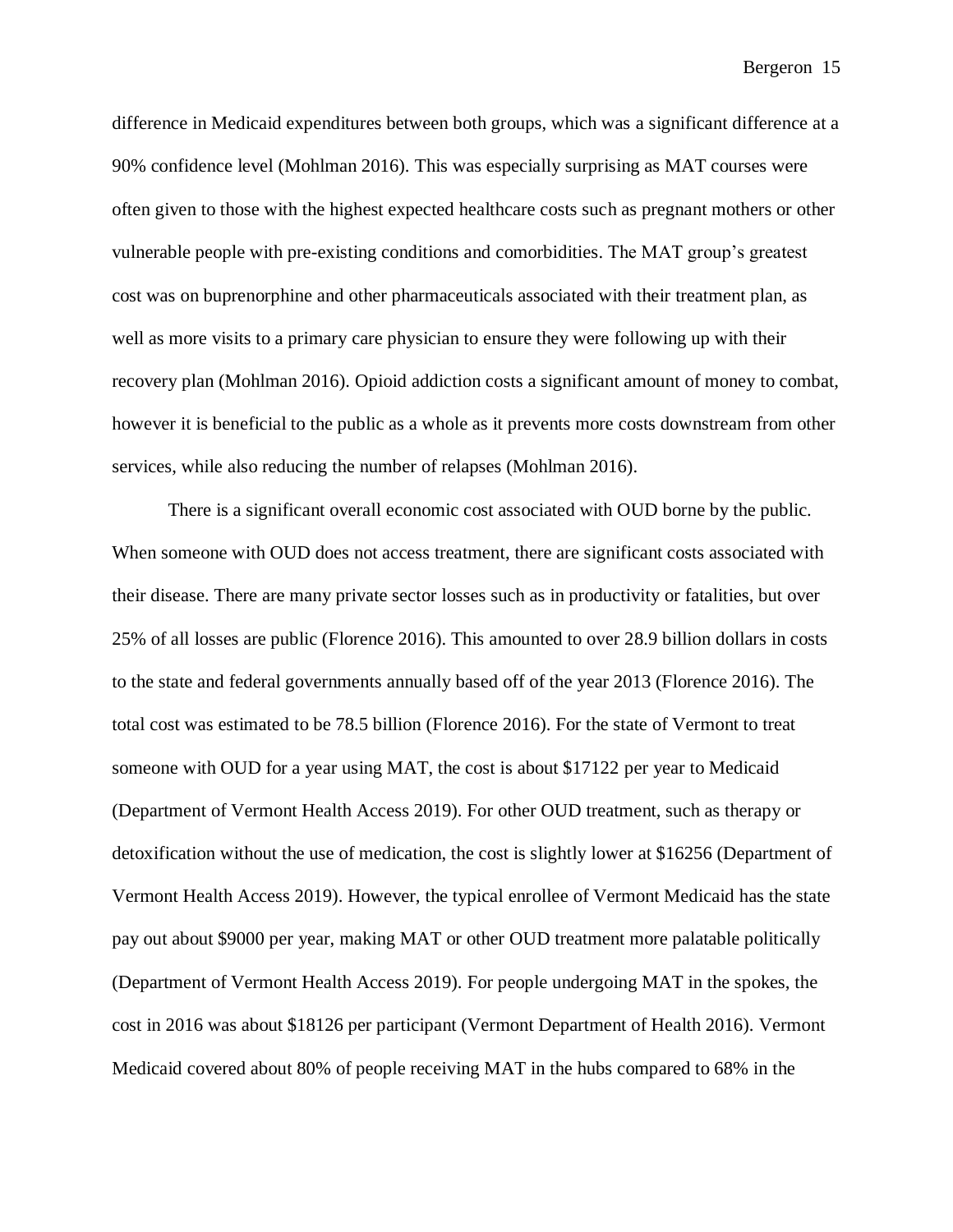difference in Medicaid expenditures between both groups, which was a significant difference at a 90% confidence level (Mohlman 2016). This was especially surprising as MAT courses were often given to those with the highest expected healthcare costs such as pregnant mothers or other vulnerable people with pre-existing conditions and comorbidities. The MAT group's greatest cost was on buprenorphine and other pharmaceuticals associated with their treatment plan, as well as more visits to a primary care physician to ensure they were following up with their recovery plan (Mohlman 2016). Opioid addiction costs a significant amount of money to combat, however it is beneficial to the public as a whole as it prevents more costs downstream from other services, while also reducing the number of relapses (Mohlman 2016).

There is a significant overall economic cost associated with OUD borne by the public. When someone with OUD does not access treatment, there are significant costs associated with their disease. There are many private sector losses such as in productivity or fatalities, but over 25% of all losses are public (Florence 2016). This amounted to over 28.9 billion dollars in costs to the state and federal governments annually based off of the year 2013 (Florence 2016). The total cost was estimated to be 78.5 billion (Florence 2016). For the state of Vermont to treat someone with OUD for a year using MAT, the cost is about $17122 per year to Medicaid (Department of Vermont Health Access 2019). For other OUD treatment, such as therapy or detoxification without the use of medication, the cost is slightly lower at $16256 (Department of Vermont Health Access 2019). However, the typical enrollee of Vermont Medicaid has the state pay out about $9000 per year, making MAT or other OUD treatment more palatable politically (Department of Vermont Health Access 2019). For people undergoing MAT in the spokes, the cost in 2016 was about $18126 per participant (Vermont Department of Health 2016). Vermont Medicaid covered about 80% of people receiving MAT in the hubs compared to 68% in the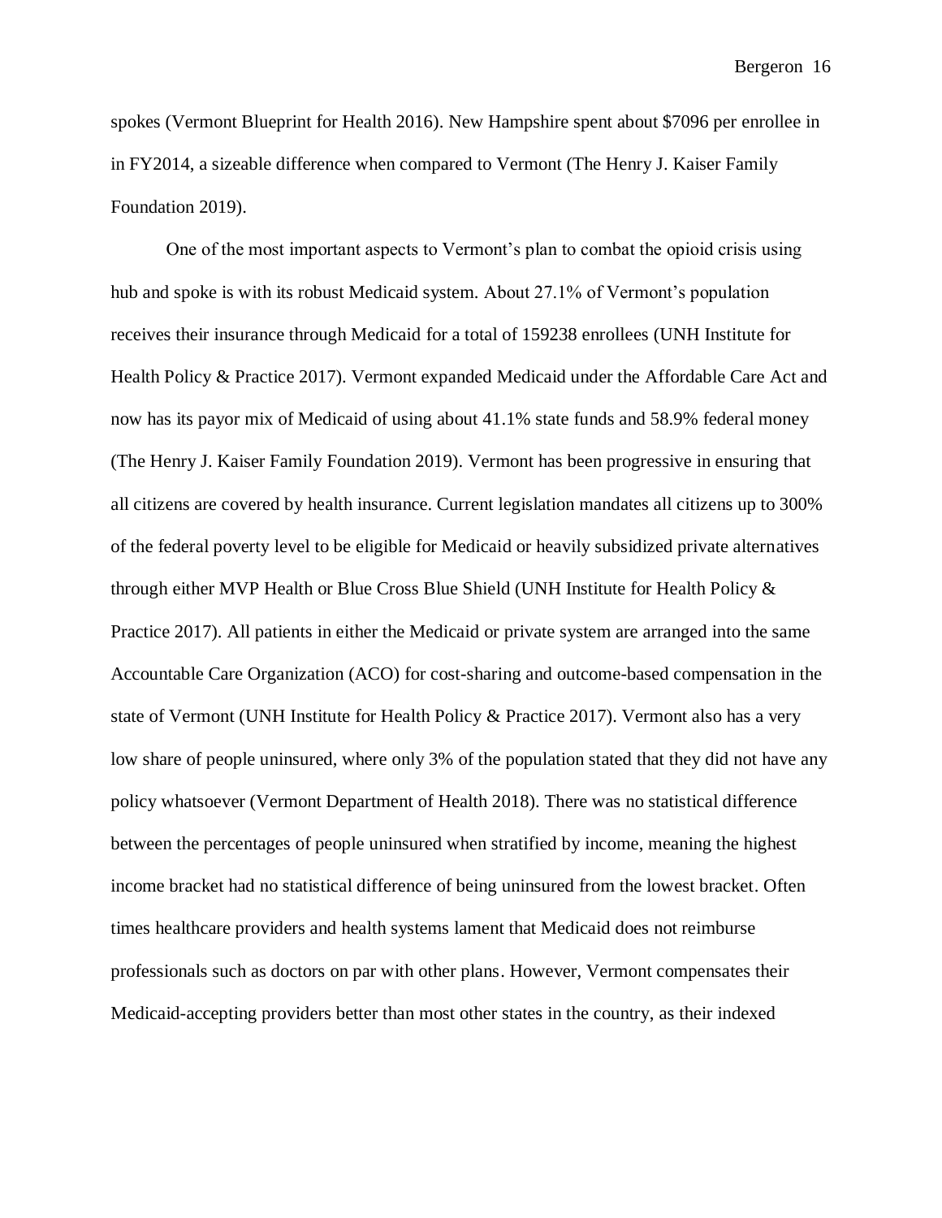spokes (Vermont Blueprint for Health 2016). New Hampshire spent about $7096 per enrollee in in FY2014, a sizeable difference when compared to Vermont (The Henry J. Kaiser Family Foundation 2019).

One of the most important aspects to Vermont's plan to combat the opioid crisis using hub and spoke is with its robust Medicaid system. About 27.1% of Vermont's population receives their insurance through Medicaid for a total of 159238 enrollees (UNH Institute for Health Policy & Practice 2017). Vermont expanded Medicaid under the Affordable Care Act and now has its payor mix of Medicaid of using about 41.1% state funds and 58.9% federal money (The Henry J. Kaiser Family Foundation 2019). Vermont has been progressive in ensuring that all citizens are covered by health insurance. Current legislation mandates all citizens up to 300% of the federal poverty level to be eligible for Medicaid or heavily subsidized private alternatives through either MVP Health or Blue Cross Blue Shield (UNH Institute for Health Policy & Practice 2017). All patients in either the Medicaid or private system are arranged into the same Accountable Care Organization (ACO) for cost-sharing and outcome-based compensation in the state of Vermont (UNH Institute for Health Policy & Practice 2017). Vermont also has a very low share of people uninsured, where only 3% of the population stated that they did not have any policy whatsoever (Vermont Department of Health 2018). There was no statistical difference between the percentages of people uninsured when stratified by income, meaning the highest income bracket had no statistical difference of being uninsured from the lowest bracket. Often times healthcare providers and health systems lament that Medicaid does not reimburse professionals such as doctors on par with other plans. However, Vermont compensates their Medicaid-accepting providers better than most other states in the country, as their indexed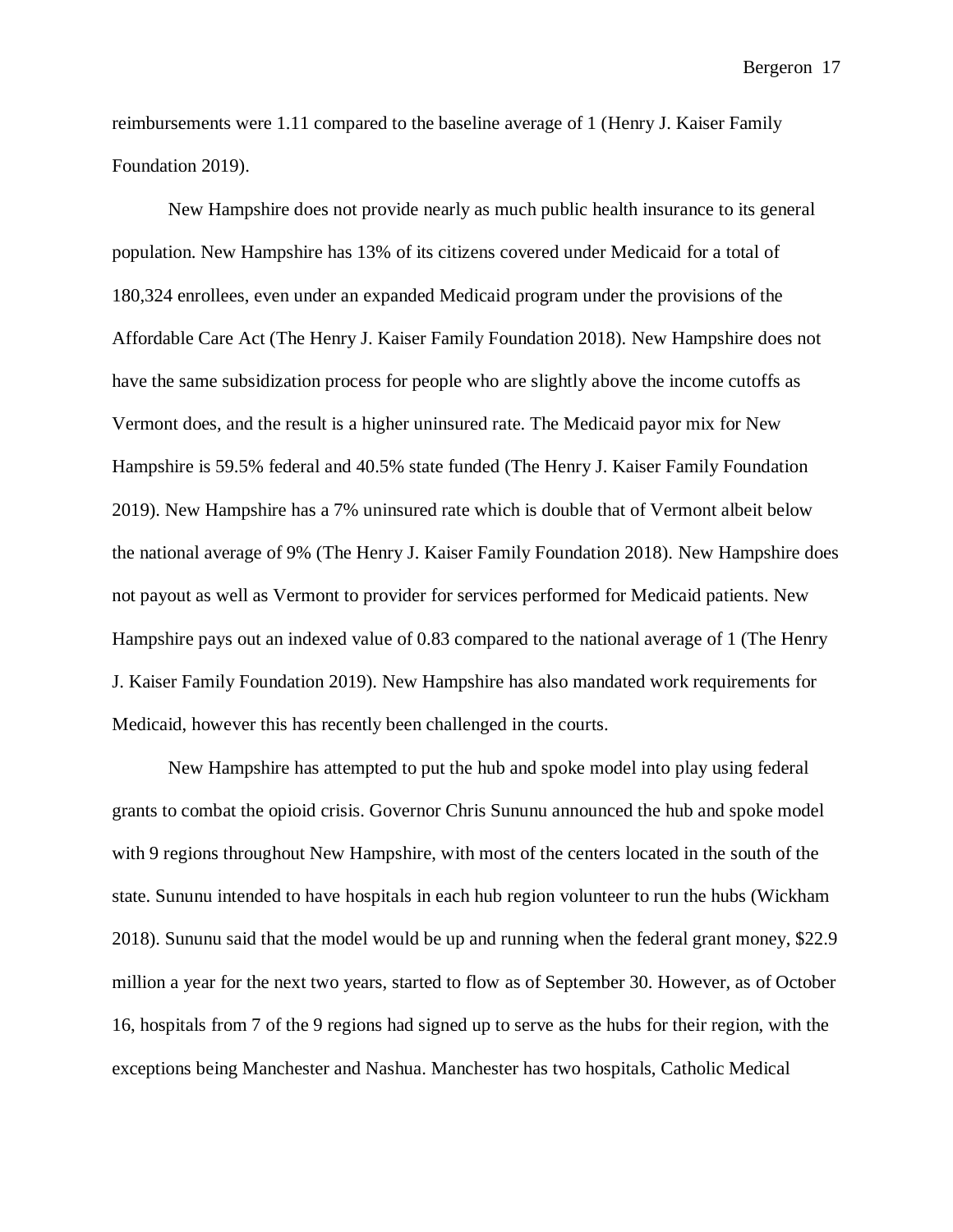reimbursements were 1.11 compared to the baseline average of 1 (Henry J. Kaiser Family Foundation 2019).

New Hampshire does not provide nearly as much public health insurance to its general population. New Hampshire has 13% of its citizens covered under Medicaid for a total of 180,324 enrollees, even under an expanded Medicaid program under the provisions of the Affordable Care Act (The Henry J. Kaiser Family Foundation 2018). New Hampshire does not have the same subsidization process for people who are slightly above the income cutoffs as Vermont does, and the result is a higher uninsured rate. The Medicaid payor mix for New Hampshire is 59.5% federal and 40.5% state funded (The Henry J. Kaiser Family Foundation 2019). New Hampshire has a 7% uninsured rate which is double that of Vermont albeit below the national average of 9% (The Henry J. Kaiser Family Foundation 2018). New Hampshire does not payout as well as Vermont to provider for services performed for Medicaid patients. New Hampshire pays out an indexed value of 0.83 compared to the national average of 1 (The Henry J. Kaiser Family Foundation 2019). New Hampshire has also mandated work requirements for Medicaid, however this has recently been challenged in the courts.

New Hampshire has attempted to put the hub and spoke model into play using federal grants to combat the opioid crisis. Governor Chris Sununu announced the hub and spoke model with 9 regions throughout New Hampshire, with most of the centers located in the south of the state. Sununu intended to have hospitals in each hub region volunteer to run the hubs (Wickham 2018). Sununu said that the model would be up and running when the federal grant money, $22.9 million a year for the next two years, started to flow as of September 30. However, as of October 16, hospitals from 7 of the 9 regions had signed up to serve as the hubs for their region, with the exceptions being Manchester and Nashua. Manchester has two hospitals, Catholic Medical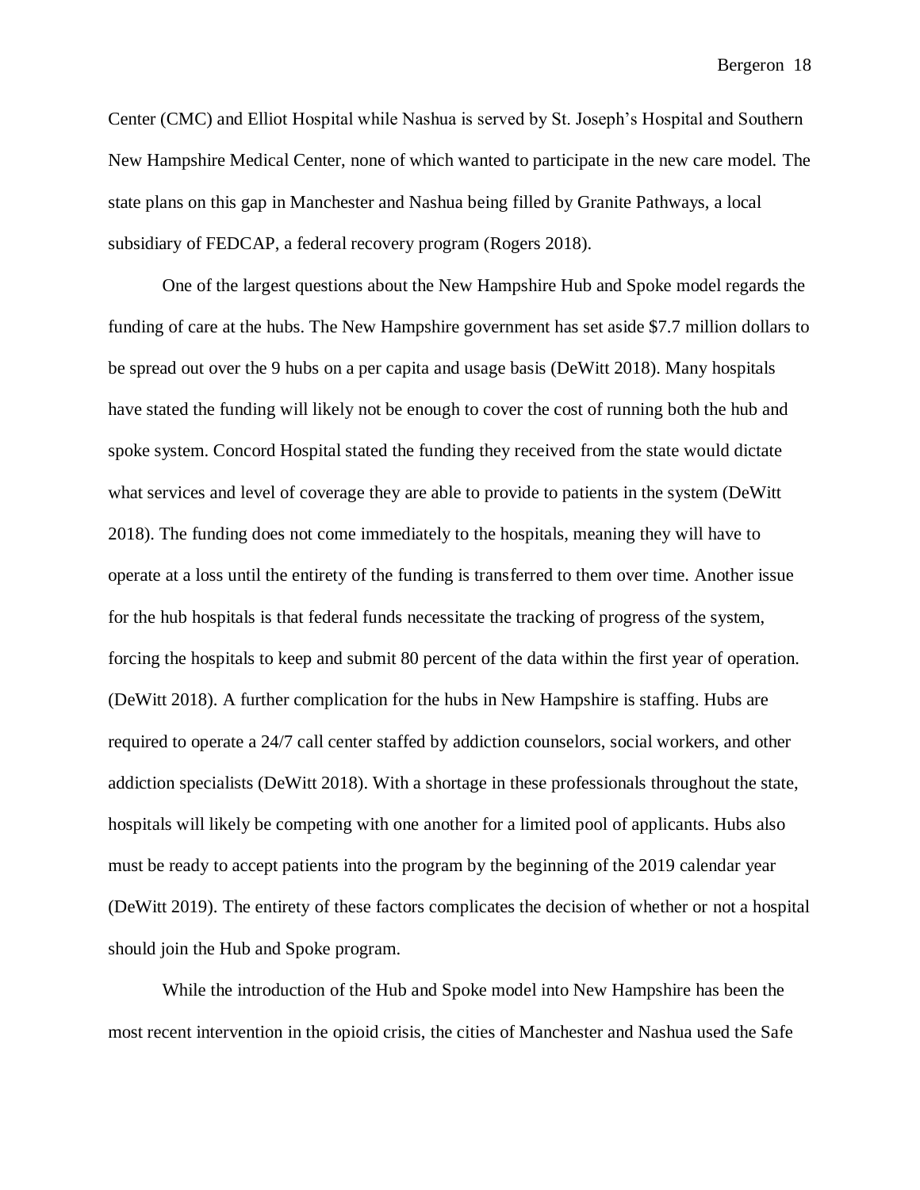Center (CMC) and Elliot Hospital while Nashua is served by St. Joseph's Hospital and Southern New Hampshire Medical Center, none of which wanted to participate in the new care model. The state plans on this gap in Manchester and Nashua being filled by Granite Pathways, a local subsidiary of FEDCAP, a federal recovery program (Rogers 2018).

One of the largest questions about the New Hampshire Hub and Spoke model regards the funding of care at the hubs. The New Hampshire government has set aside $7.7 million dollars to be spread out over the 9 hubs on a per capita and usage basis (DeWitt 2018). Many hospitals have stated the funding will likely not be enough to cover the cost of running both the hub and spoke system. Concord Hospital stated the funding they received from the state would dictate what services and level of coverage they are able to provide to patients in the system (DeWitt 2018). The funding does not come immediately to the hospitals, meaning they will have to operate at a loss until the entirety of the funding is transferred to them over time. Another issue for the hub hospitals is that federal funds necessitate the tracking of progress of the system, forcing the hospitals to keep and submit 80 percent of the data within the first year of operation. (DeWitt 2018). A further complication for the hubs in New Hampshire is staffing. Hubs are required to operate a 24/7 call center staffed by addiction counselors, social workers, and other addiction specialists (DeWitt 2018). With a shortage in these professionals throughout the state, hospitals will likely be competing with one another for a limited pool of applicants. Hubs also must be ready to accept patients into the program by the beginning of the 2019 calendar year (DeWitt 2019). The entirety of these factors complicates the decision of whether or not a hospital should join the Hub and Spoke program.

While the introduction of the Hub and Spoke model into New Hampshire has been the most recent intervention in the opioid crisis, the cities of Manchester and Nashua used the Safe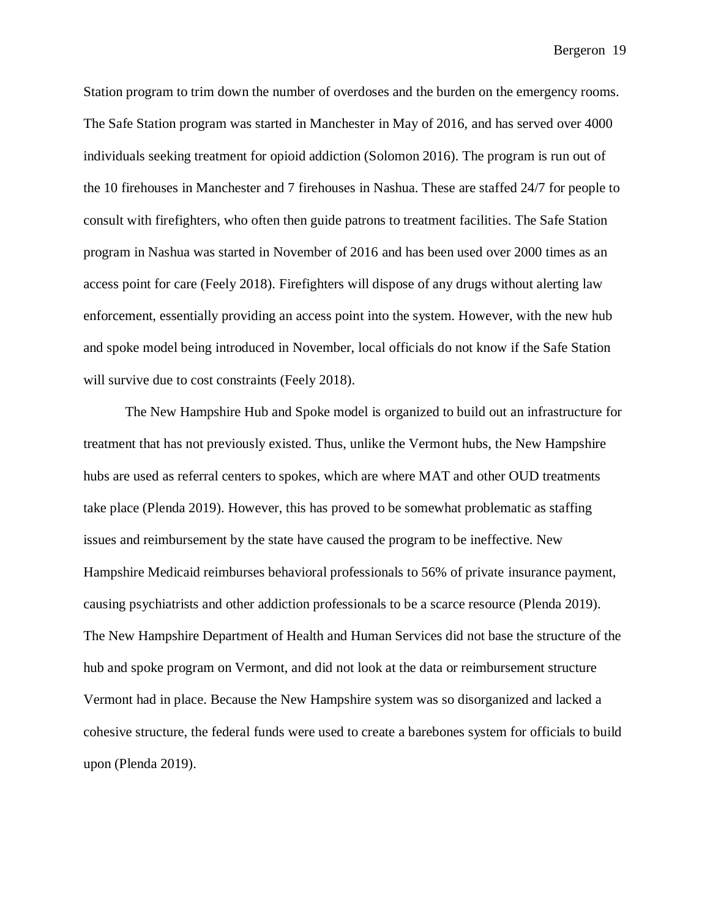Station program to trim down the number of overdoses and the burden on the emergency rooms. The Safe Station program was started in Manchester in May of 2016, and has served over 4000 individuals seeking treatment for opioid addiction (Solomon 2016). The program is run out of the 10 firehouses in Manchester and 7 firehouses in Nashua. These are staffed 24/7 for people to consult with firefighters, who often then guide patrons to treatment facilities. The Safe Station program in Nashua was started in November of 2016 and has been used over 2000 times as an access point for care (Feely 2018). Firefighters will dispose of any drugs without alerting law enforcement, essentially providing an access point into the system. However, with the new hub and spoke model being introduced in November, local officials do not know if the Safe Station will survive due to cost constraints (Feely 2018).

The New Hampshire Hub and Spoke model is organized to build out an infrastructure for treatment that has not previously existed. Thus, unlike the Vermont hubs, the New Hampshire hubs are used as referral centers to spokes, which are where MAT and other OUD treatments take place (Plenda 2019). However, this has proved to be somewhat problematic as staffing issues and reimbursement by the state have caused the program to be ineffective. New Hampshire Medicaid reimburses behavioral professionals to 56% of private insurance payment, causing psychiatrists and other addiction professionals to be a scarce resource (Plenda 2019). The New Hampshire Department of Health and Human Services did not base the structure of the hub and spoke program on Vermont, and did not look at the data or reimbursement structure Vermont had in place. Because the New Hampshire system was so disorganized and lacked a cohesive structure, the federal funds were used to create a barebones system for officials to build upon (Plenda 2019).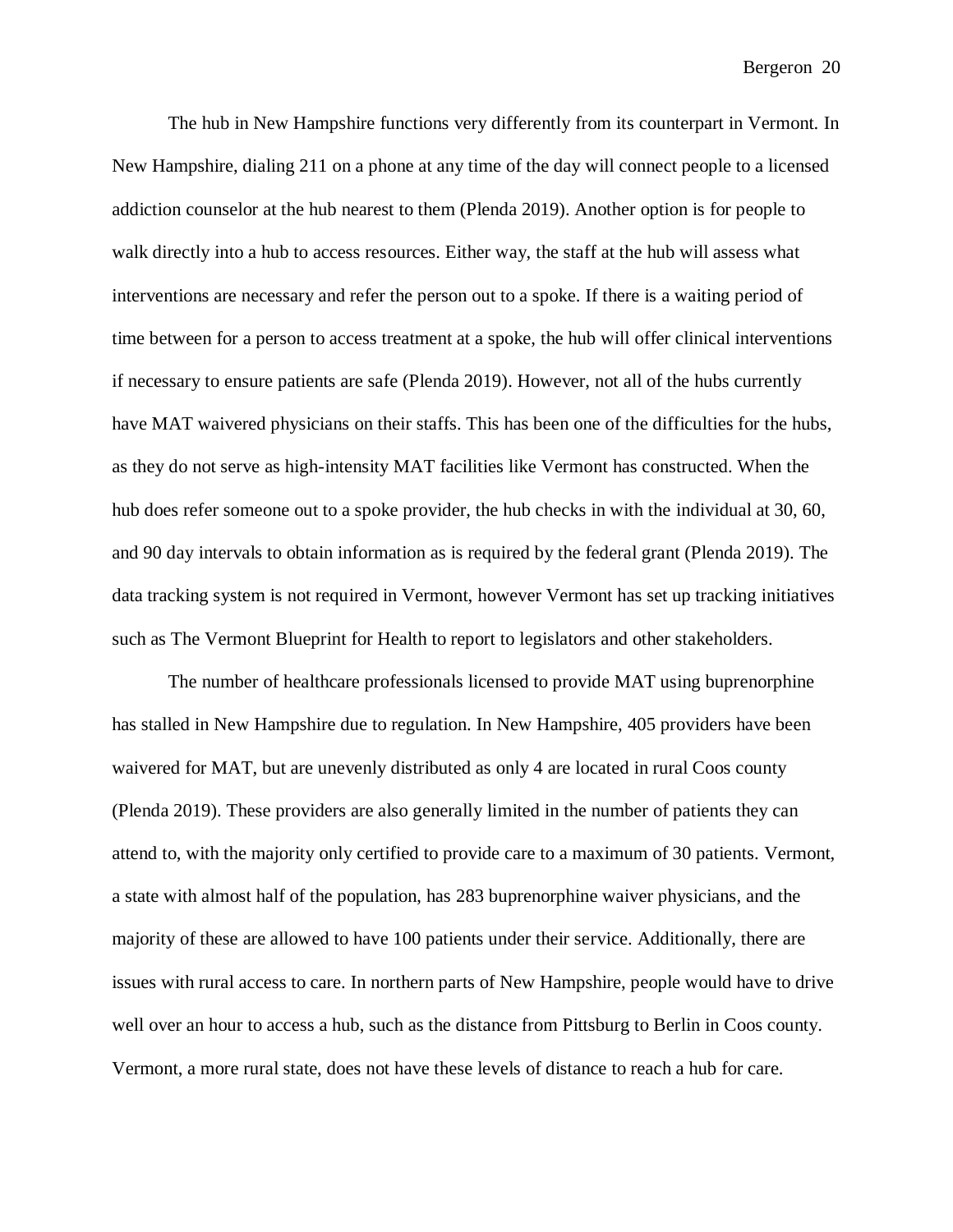The hub in New Hampshire functions very differently from its counterpart in Vermont. In New Hampshire, dialing 211 on a phone at any time of the day will connect people to a licensed addiction counselor at the hub nearest to them (Plenda 2019). Another option is for people to walk directly into a hub to access resources. Either way, the staff at the hub will assess what interventions are necessary and refer the person out to a spoke. If there is a waiting period of time between for a person to access treatment at a spoke, the hub will offer clinical interventions if necessary to ensure patients are safe (Plenda 2019). However, not all of the hubs currently have MAT waivered physicians on their staffs. This has been one of the difficulties for the hubs, as they do not serve as high-intensity MAT facilities like Vermont has constructed. When the hub does refer someone out to a spoke provider, the hub checks in with the individual at 30, 60, and 90 day intervals to obtain information as is required by the federal grant (Plenda 2019). The data tracking system is not required in Vermont, however Vermont has set up tracking initiatives such as The Vermont Blueprint for Health to report to legislators and other stakeholders.

The number of healthcare professionals licensed to provide MAT using buprenorphine has stalled in New Hampshire due to regulation. In New Hampshire, 405 providers have been waivered for MAT, but are unevenly distributed as only 4 are located in rural Coos county (Plenda 2019). These providers are also generally limited in the number of patients they can attend to, with the majority only certified to provide care to a maximum of 30 patients. Vermont, a state with almost half of the population, has 283 buprenorphine waiver physicians, and the majority of these are allowed to have 100 patients under their service. Additionally, there are issues with rural access to care. In northern parts of New Hampshire, people would have to drive well over an hour to access a hub, such as the distance from Pittsburg to Berlin in Coos county. Vermont, a more rural state, does not have these levels of distance to reach a hub for care.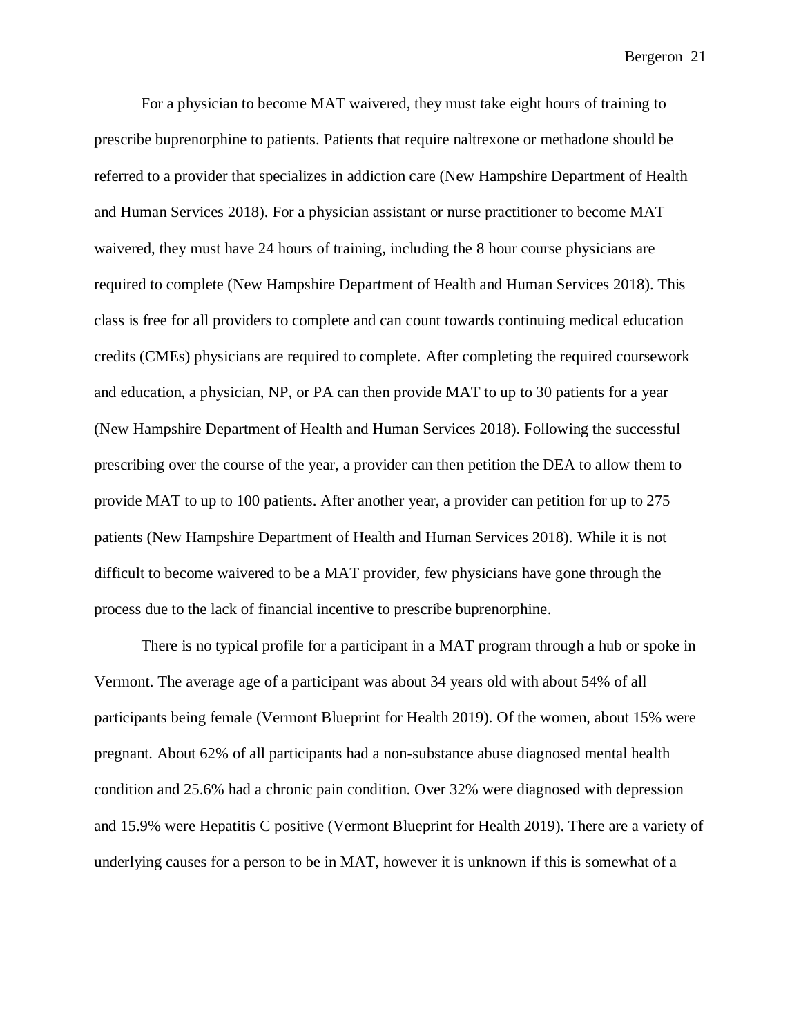For a physician to become MAT waivered, they must take eight hours of training to prescribe buprenorphine to patients. Patients that require naltrexone or methadone should be referred to a provider that specializes in addiction care (New Hampshire Department of Health and Human Services 2018). For a physician assistant or nurse practitioner to become MAT waivered, they must have 24 hours of training, including the 8 hour course physicians are required to complete (New Hampshire Department of Health and Human Services 2018). This class is free for all providers to complete and can count towards continuing medical education credits (CMEs) physicians are required to complete. After completing the required coursework and education, a physician, NP, or PA can then provide MAT to up to 30 patients for a year (New Hampshire Department of Health and Human Services 2018). Following the successful prescribing over the course of the year, a provider can then petition the DEA to allow them to provide MAT to up to 100 patients. After another year, a provider can petition for up to 275 patients (New Hampshire Department of Health and Human Services 2018). While it is not difficult to become waivered to be a MAT provider, few physicians have gone through the process due to the lack of financial incentive to prescribe buprenorphine.

There is no typical profile for a participant in a MAT program through a hub or spoke in Vermont. The average age of a participant was about 34 years old with about 54% of all participants being female (Vermont Blueprint for Health 2019). Of the women, about 15% were pregnant. About 62% of all participants had a non-substance abuse diagnosed mental health condition and 25.6% had a chronic pain condition. Over 32% were diagnosed with depression and 15.9% were Hepatitis C positive (Vermont Blueprint for Health 2019). There are a variety of underlying causes for a person to be in MAT, however it is unknown if this is somewhat of a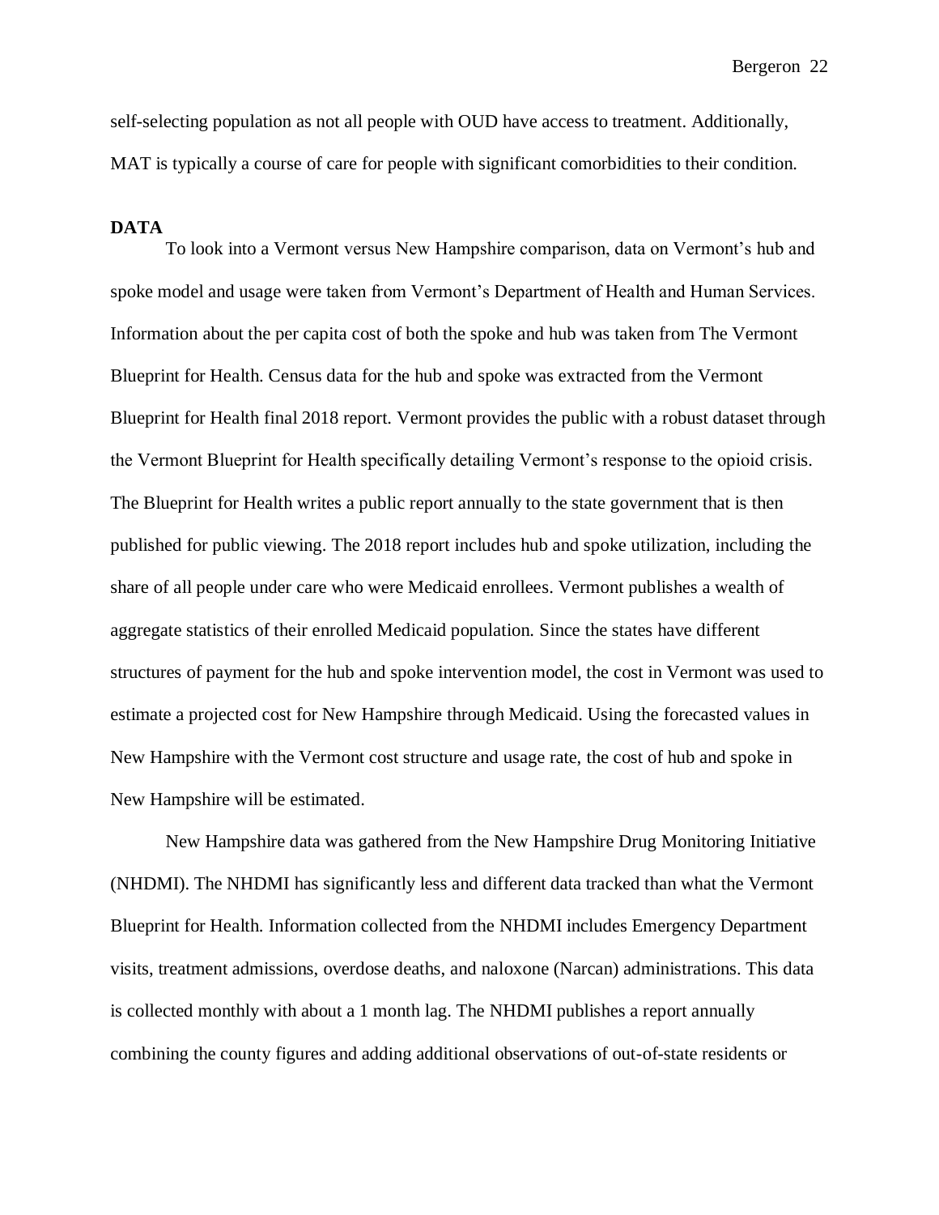self-selecting population as not all people with OUD have access to treatment. Additionally, MAT is typically a course of care for people with significant comorbidities to their condition.

**DATA**

To look into a Vermont versus New Hampshire comparison, data on Vermont's hub and spoke model and usage were taken from Vermont's Department of Health and Human Services. Information about the per capita cost of both the spoke and hub was taken from The Vermont Blueprint for Health. Census data for the hub and spoke was extracted from the Vermont Blueprint for Health final 2018 report. Vermont provides the public with a robust dataset through the Vermont Blueprint for Health specifically detailing Vermont's response to the opioid crisis. The Blueprint for Health writes a public report annually to the state government that is then published for public viewing. The 2018 report includes hub and spoke utilization, including the share of all people under care who were Medicaid enrollees. Vermont publishes a wealth of aggregate statistics of their enrolled Medicaid population. Since the states have different structures of payment for the hub and spoke intervention model, the cost in Vermont was used to estimate a projected cost for New Hampshire through Medicaid. Using the forecasted values in New Hampshire with the Vermont cost structure and usage rate, the cost of hub and spoke in New Hampshire will be estimated.

New Hampshire data was gathered from the New Hampshire Drug Monitoring Initiative (NHDMI). The NHDMI has significantly less and different data tracked than what the Vermont Blueprint for Health. Information collected from the NHDMI includes Emergency Department visits, treatment admissions, overdose deaths, and naloxone (Narcan) administrations. This data is collected monthly with about a 1 month lag. The NHDMI publishes a report annually combining the county figures and adding additional observations of out-of-state residents or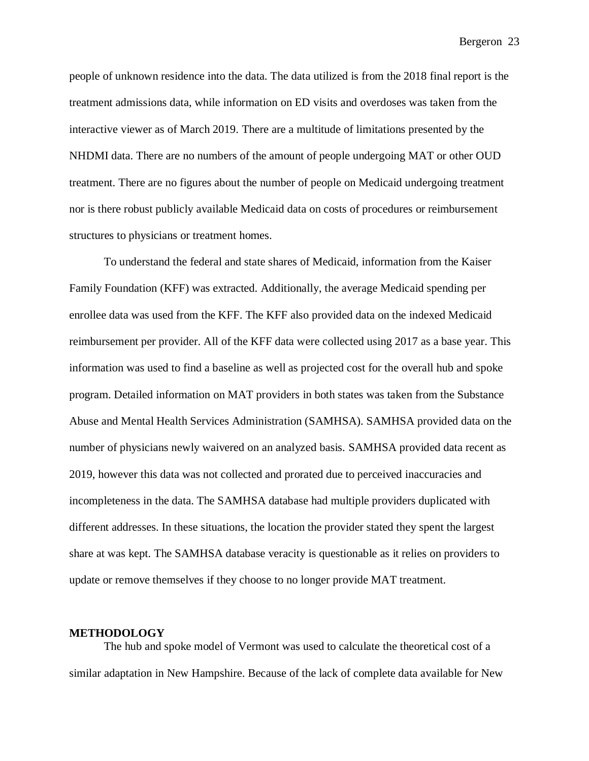people of unknown residence into the data. The data utilized is from the 2018 final report is the treatment admissions data, while information on ED visits and overdoses was taken from the interactive viewer as of March 2019. There are a multitude of limitations presented by the NHDMI data. There are no numbers of the amount of people undergoing MAT or other OUD treatment. There are no figures about the number of people on Medicaid undergoing treatment nor is there robust publicly available Medicaid data on costs of procedures or reimbursement structures to physicians or treatment homes.

To understand the federal and state shares of Medicaid, information from the Kaiser Family Foundation (KFF) was extracted. Additionally, the average Medicaid spending per enrollee data was used from the KFF. The KFF also provided data on the indexed Medicaid reimbursement per provider. All of the KFF data were collected using 2017 as a base year. This information was used to find a baseline as well as projected cost for the overall hub and spoke program. Detailed information on MAT providers in both states was taken from the Substance Abuse and Mental Health Services Administration (SAMHSA). SAMHSA provided data on the number of physicians newly waivered on an analyzed basis. SAMHSA provided data recent as 2019, however this data was not collected and prorated due to perceived inaccuracies and incompleteness in the data. The SAMHSA database had multiple providers duplicated with different addresses. In these situations, the location the provider stated they spent the largest share at was kept. The SAMHSA database veracity is questionable as it relies on providers to update or remove themselves if they choose to no longer provide MAT treatment.

## METHODOLOGY

The hub and spoke model of Vermont was used to calculate the theoretical cost of a similar adaptation in New Hampshire. Because of the lack of complete data available for New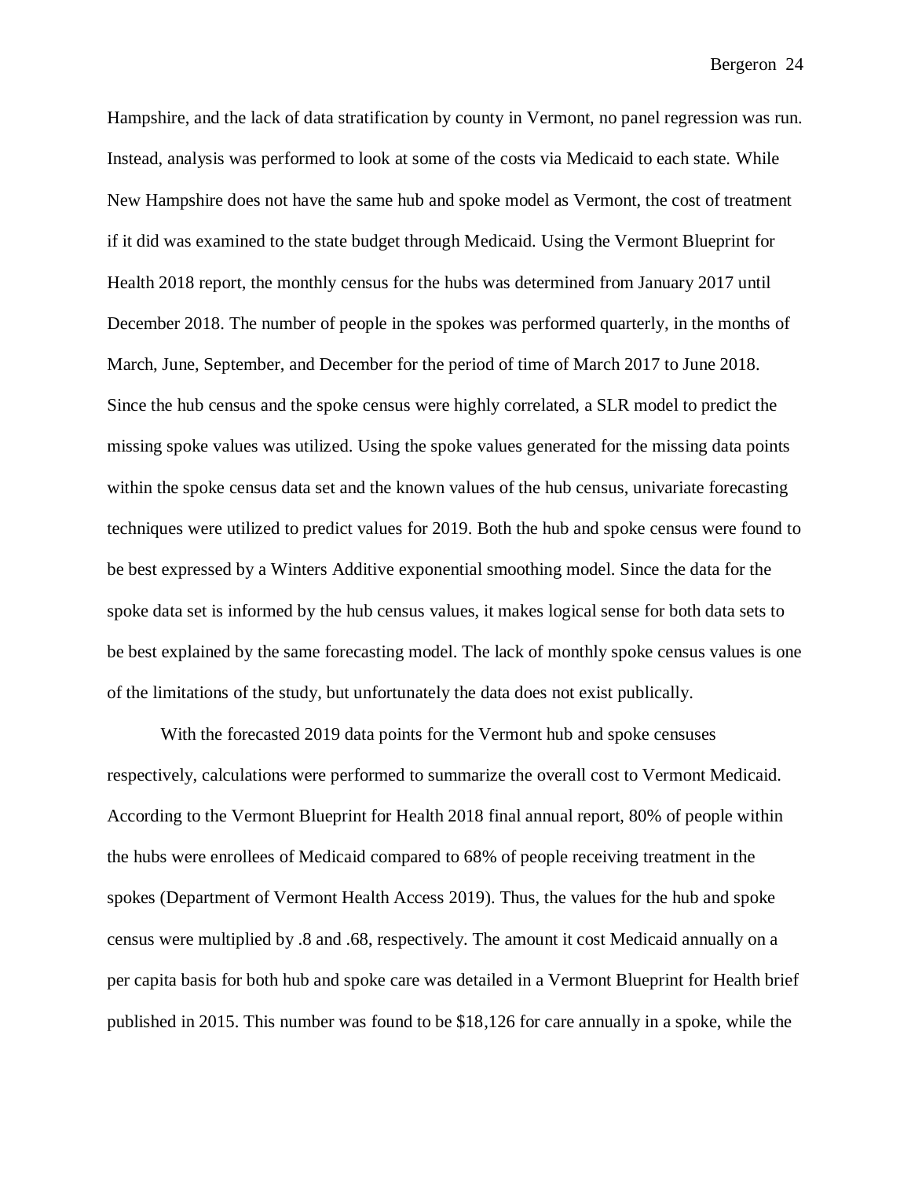Hampshire, and the lack of data stratification by county in Vermont, no panel regression was run. Instead, analysis was performed to look at some of the costs via Medicaid to each state. While New Hampshire does not have the same hub and spoke model as Vermont, the cost of treatment if it did was examined to the state budget through Medicaid. Using the Vermont Blueprint for Health 2018 report, the monthly census for the hubs was determined from January 2017 until December 2018. The number of people in the spokes was performed quarterly, in the months of March, June, September, and December for the period of time of March 2017 to June 2018. Since the hub census and the spoke census were highly correlated, a SLR model to predict the missing spoke values was utilized. Using the spoke values generated for the missing data points within the spoke census data set and the known values of the hub census, univariate forecasting techniques were utilized to predict values for 2019. Both the hub and spoke census were found to be best expressed by a Winters Additive exponential smoothing model. Since the data for the spoke data set is informed by the hub census values, it makes logical sense for both data sets to be best explained by the same forecasting model. The lack of monthly spoke census values is one of the limitations of the study, but unfortunately the data does not exist publically.

With the forecasted 2019 data points for the Vermont hub and spoke censuses respectively, calculations were performed to summarize the overall cost to Vermont Medicaid. According to the Vermont Blueprint for Health 2018 final annual report, 80% of people within the hubs were enrollees of Medicaid compared to 68% of people receiving treatment in the spokes (Department of Vermont Health Access 2019). Thus, the values for the hub and spoke census were multiplied by .8 and .68, respectively. The amount it cost Medicaid annually on a per capita basis for both hub and spoke care was detailed in a Vermont Blueprint for Health brief published in 2015. This number was found to be $18,126 for care annually in a spoke, while the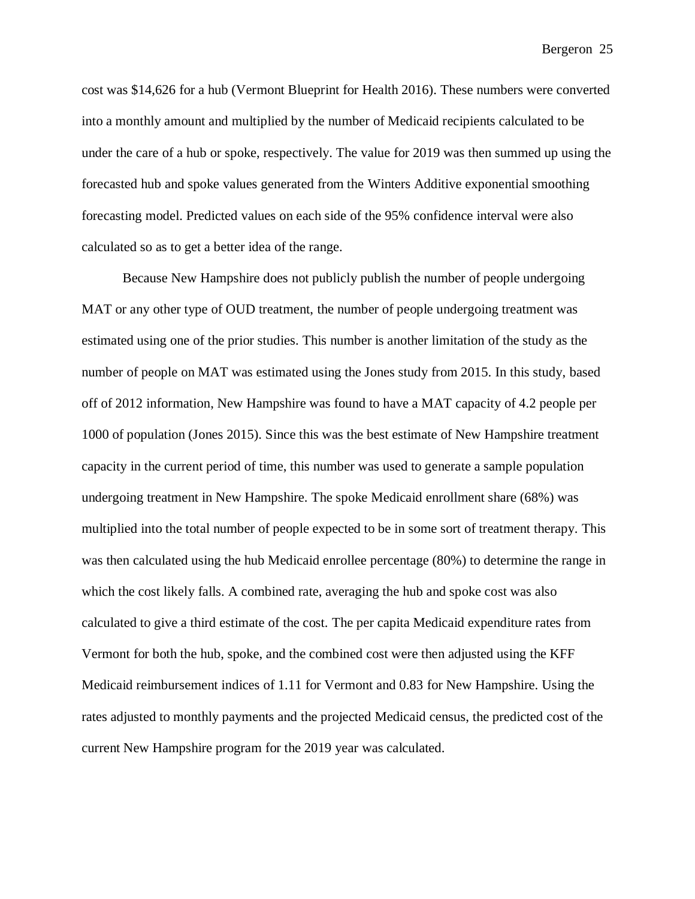cost was $14,626 for a hub (Vermont Blueprint for Health 2016). These numbers were converted into a monthly amount and multiplied by the number of Medicaid recipients calculated to be under the care of a hub or spoke, respectively. The value for 2019 was then summed up using the forecasted hub and spoke values generated from the Winters Additive exponential smoothing forecasting model. Predicted values on each side of the 95% confidence interval were also calculated so as to get a better idea of the range.

Because New Hampshire does not publicly publish the number of people undergoing MAT or any other type of OUD treatment, the number of people undergoing treatment was estimated using one of the prior studies. This number is another limitation of the study as the number of people on MAT was estimated using the Jones study from 2015. In this study, based off of 2012 information, New Hampshire was found to have a MAT capacity of 4.2 people per 1000 of population (Jones 2015). Since this was the best estimate of New Hampshire treatment capacity in the current period of time, this number was used to generate a sample population undergoing treatment in New Hampshire. The spoke Medicaid enrollment share (68%) was multiplied into the total number of people expected to be in some sort of treatment therapy. This was then calculated using the hub Medicaid enrollee percentage (80%) to determine the range in which the cost likely falls. A combined rate, averaging the hub and spoke cost was also calculated to give a third estimate of the cost. The per capita Medicaid expenditure rates from Vermont for both the hub, spoke, and the combined cost were then adjusted using the KFF Medicaid reimbursement indices of 1.11 for Vermont and 0.83 for New Hampshire. Using the rates adjusted to monthly payments and the projected Medicaid census, the predicted cost of the current New Hampshire program for the 2019 year was calculated.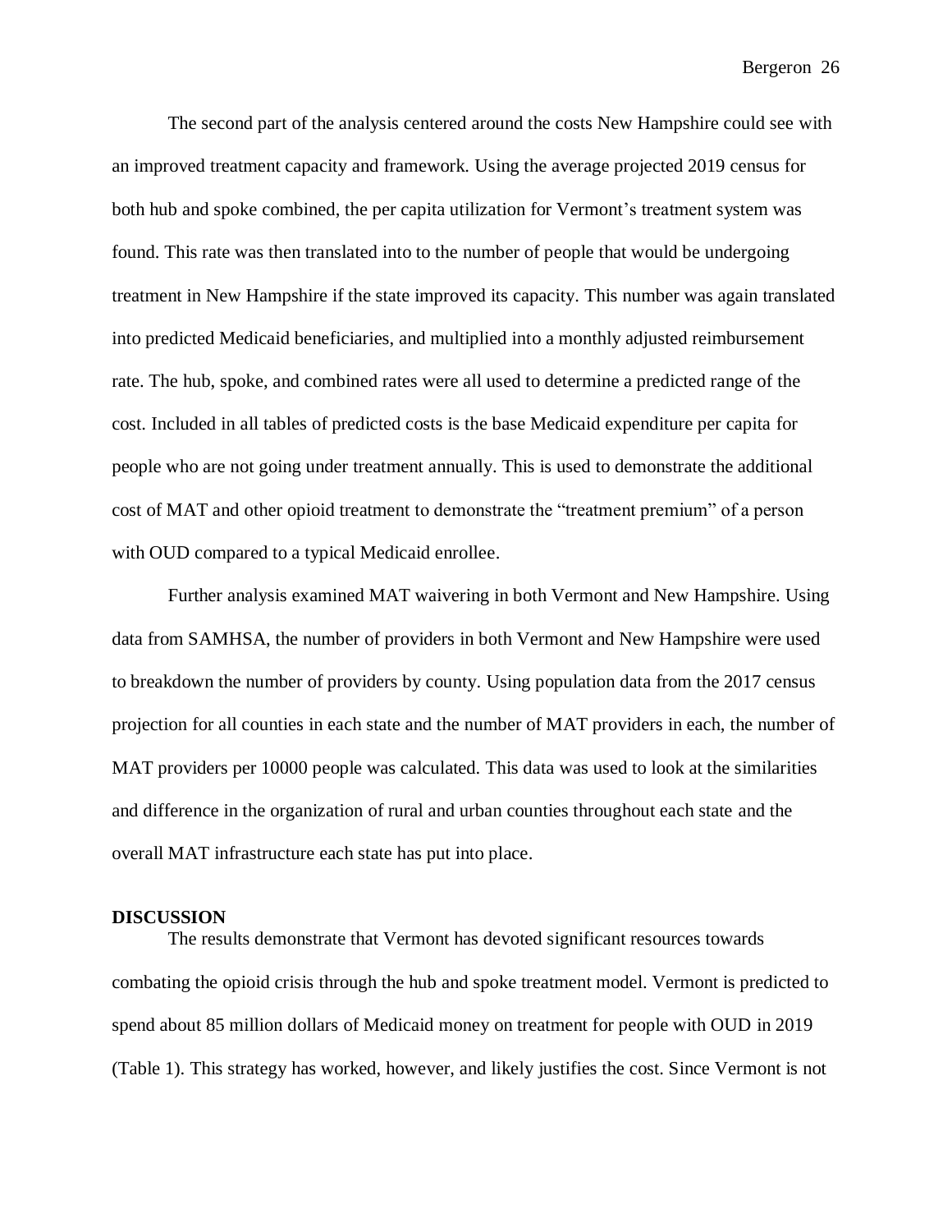The second part of the analysis centered around the costs New Hampshire could see with an improved treatment capacity and framework. Using the average projected 2019 census for both hub and spoke combined, the per capita utilization for Vermont's treatment system was found. This rate was then translated into to the number of people that would be undergoing treatment in New Hampshire if the state improved its capacity. This number was again translated into predicted Medicaid beneficiaries, and multiplied into a monthly adjusted reimbursement rate. The hub, spoke, and combined rates were all used to determine a predicted range of the cost. Included in all tables of predicted costs is the base Medicaid expenditure per capita for people who are not going under treatment annually. This is used to demonstrate the additional cost of MAT and other opioid treatment to demonstrate the "treatment premium" of a person with OUD compared to a typical Medicaid enrollee.

Further analysis examined MAT waivering in both Vermont and New Hampshire. Using data from SAMHSA, the number of providers in both Vermont and New Hampshire were used to breakdown the number of providers by county. Using population data from the 2017 census projection for all counties in each state and the number of MAT providers in each, the number of MAT providers per 10000 people was calculated. This data was used to look at the similarities and difference in the organization of rural and urban counties throughout each state and the overall MAT infrastructure each state has put into place.

**DISCUSSION**

The results demonstrate that Vermont has devoted significant resources towards combating the opioid crisis through the hub and spoke treatment model. Vermont is predicted to spend about 85 million dollars of Medicaid money on treatment for people with OUD in 2019 (Table 1). This strategy has worked, however, and likely justifies the cost. Since Vermont is not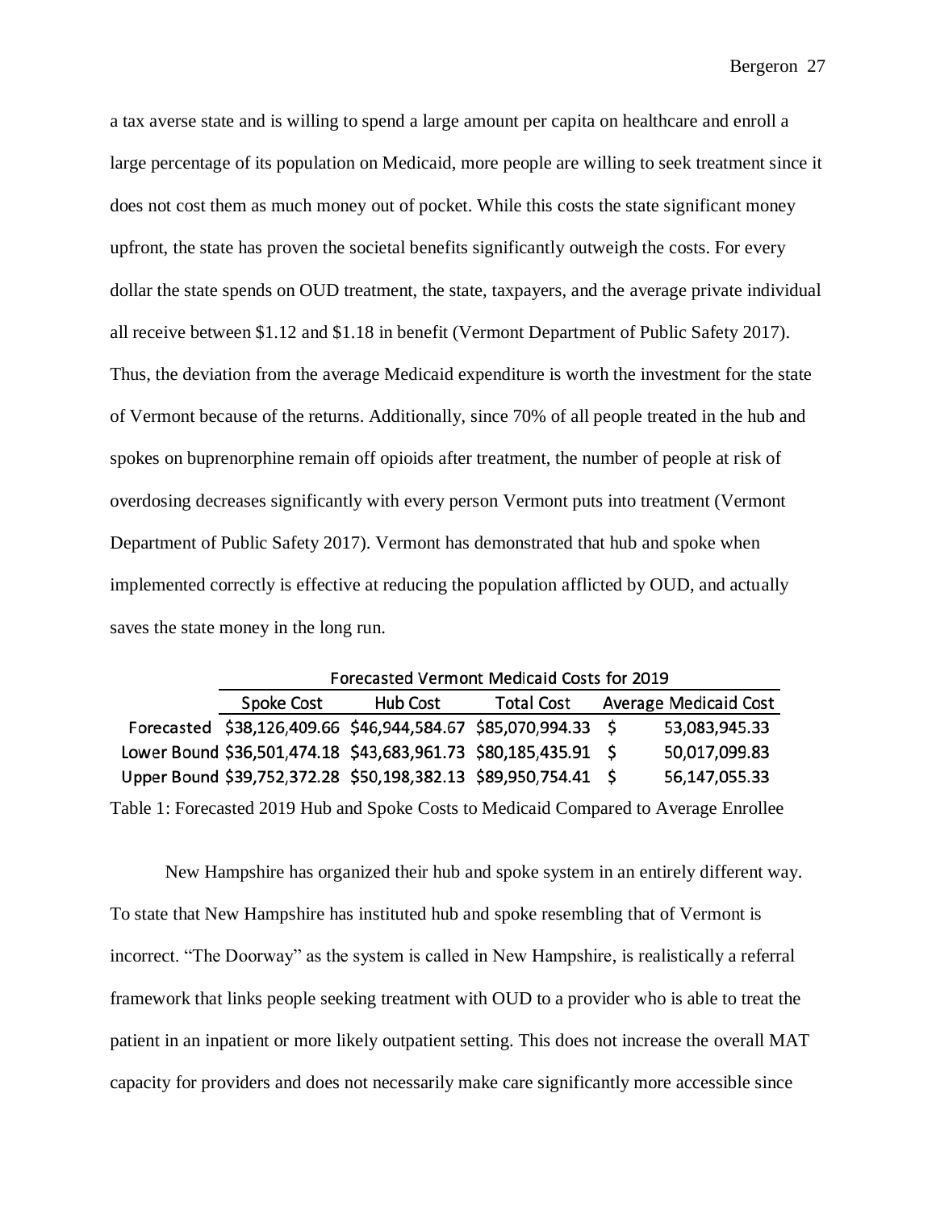a tax averse state and is willing to spend a large amount per capita on healthcare and enroll a large percentage of its population on Medicaid, more people are willing to seek treatment since it does not cost them as much money out of pocket. While this costs the state significant money upfront, the state has proven the societal benefits significantly outweigh the costs. For every dollar the state spends on OUD treatment, the state, taxpayers, and the average private individual all receive between $1.12 and $1.18 in benefit (Vermont Department of Public Safety 2017). Thus, the deviation from the average Medicaid expenditure is worth the investment for the state of Vermont because of the returns. Additionally, since 70% of all people treated in the hub and spokes on buprenorphine remain off opioids after treatment, the number of people at risk of overdosing decreases significantly with every person Vermont puts into treatment (Vermont Department of Public Safety 2017). Vermont has demonstrated that hub and spoke when implemented correctly is effective at reducing the population afflicted by OUD, and actually saves the state money in the long run.

| Forecasted Vermont Medicaid Costs for 2019 | | | | |
|---|---|---|---|---|
| | Spoke Cost | Hub Cost | Total Cost | Average Medicaid Cost |
| Forecasted | $38,126,409.66 | $46,944,584.67 | $85,070,994.33 | $ 53,083,945.33 |
| Lower Bound | $36,501,474.18 | $43,683,961.73 | $80,185,435.91 | $ 50,017,099.83 |
| Upper Bound | $39,752,372.28 | $50,198,382.13 | $89,950,754.41 | $ 56,147,055.33 |

Table 1: Forecasted 2019 Hub and Spoke Costs to Medicaid Compared to Average Enrollee

New Hampshire has organized their hub and spoke system in an entirely different way. To state that New Hampshire has instituted hub and spoke resembling that of Vermont is incorrect. "The Doorway" as the system is called in New Hampshire, is realistically a referral framework that links people seeking treatment with OUD to a provider who is able to treat the patient in an inpatient or more likely outpatient setting. This does not increase the overall MAT capacity for providers and does not necessarily make care significantly more accessible since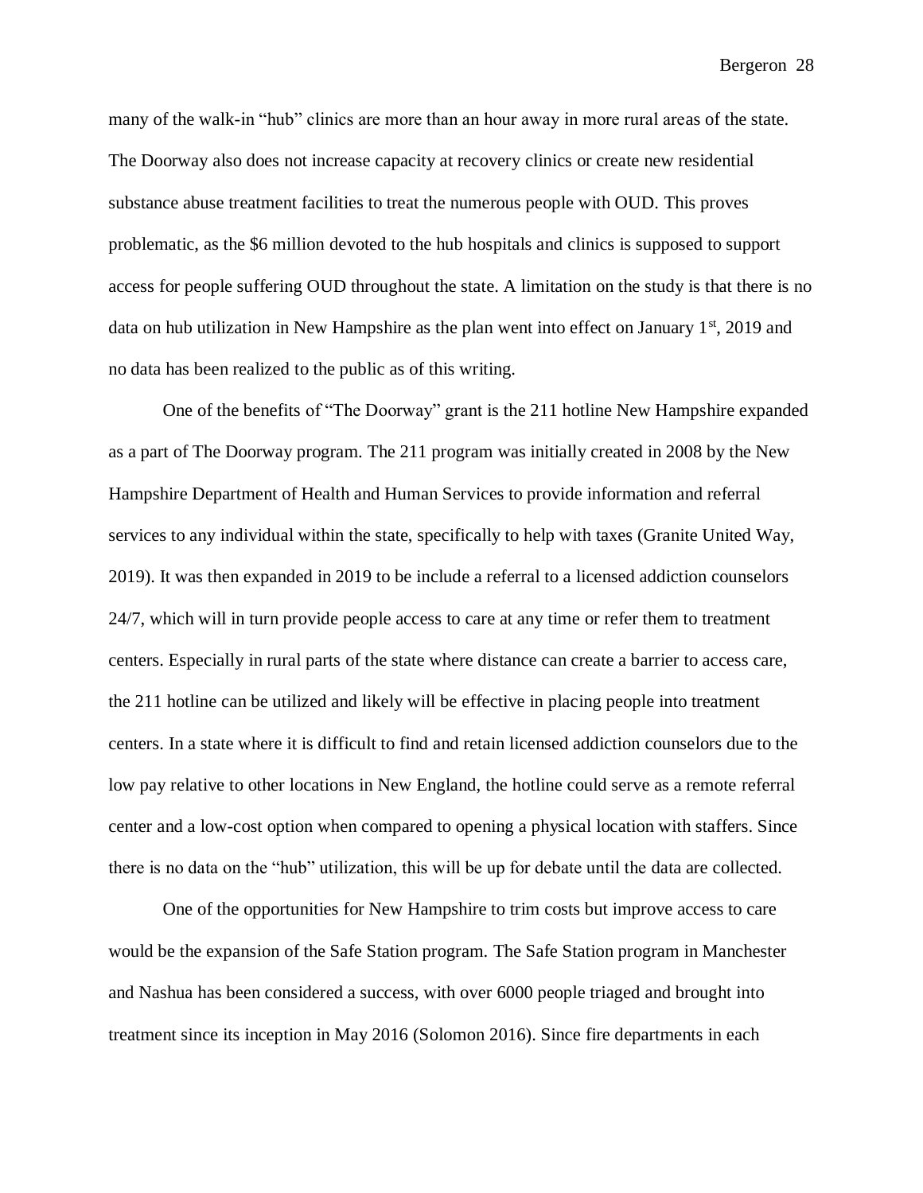many of the walk-in "hub" clinics are more than an hour away in more rural areas of the state. The Doorway also does not increase capacity at recovery clinics or create new residential substance abuse treatment facilities to treat the numerous people with OUD. This proves problematic, as the $6 million devoted to the hub hospitals and clinics is supposed to support access for people suffering OUD throughout the state. A limitation on the study is that there is no data on hub utilization in New Hampshire as the plan went into effect on January 1st, 2019 and no data has been realized to the public as of this writing.

One of the benefits of "The Doorway" grant is the 211 hotline New Hampshire expanded as a part of The Doorway program. The 211 program was initially created in 2008 by the New Hampshire Department of Health and Human Services to provide information and referral services to any individual within the state, specifically to help with taxes (Granite United Way, 2019). It was then expanded in 2019 to be include a referral to a licensed addiction counselors 24/7, which will in turn provide people access to care at any time or refer them to treatment centers. Especially in rural parts of the state where distance can create a barrier to access care, the 211 hotline can be utilized and likely will be effective in placing people into treatment centers. In a state where it is difficult to find and retain licensed addiction counselors due to the low pay relative to other locations in New England, the hotline could serve as a remote referral center and a low-cost option when compared to opening a physical location with staffers. Since there is no data on the "hub" utilization, this will be up for debate until the data are collected.

One of the opportunities for New Hampshire to trim costs but improve access to care would be the expansion of the Safe Station program. The Safe Station program in Manchester and Nashua has been considered a success, with over 6000 people triaged and brought into treatment since its inception in May 2016 (Solomon 2016). Since fire departments in each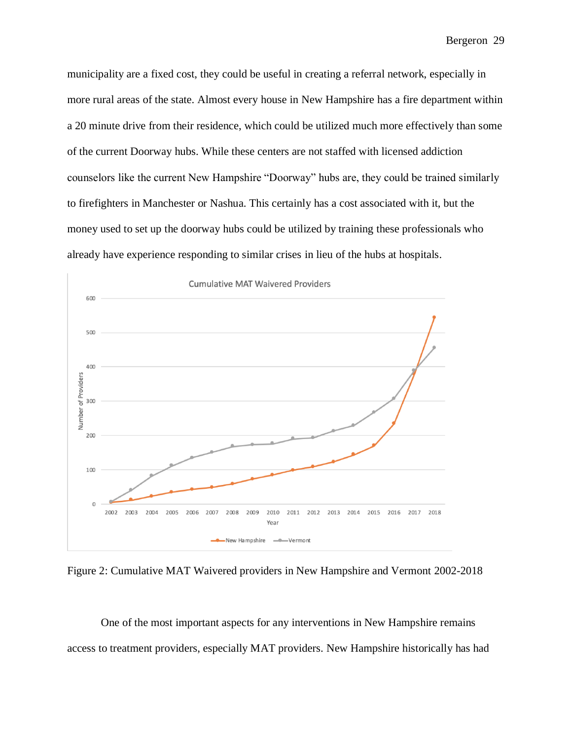municipality are a fixed cost, they could be useful in creating a referral network, especially in more rural areas of the state. Almost every house in New Hampshire has a fire department within a 20 minute drive from their residence, which could be utilized much more effectively than some of the current Doorway hubs. While these centers are not staffed with licensed addiction counselors like the current New Hampshire "Doorway" hubs are, they could be trained similarly to firefighters in Manchester or Nashua. This certainly has a cost associated with it, but the money used to set up the doorway hubs could be utilized by training these professionals who already have experience responding to similar crises in lieu of the hubs at hospitals.

Figure 2: Cumulative MAT Waivered providers in New Hampshire and Vermont 2002-2018

One of the most important aspects for any interventions in New Hampshire remains access to treatment providers, especially MAT providers. New Hampshire historically has had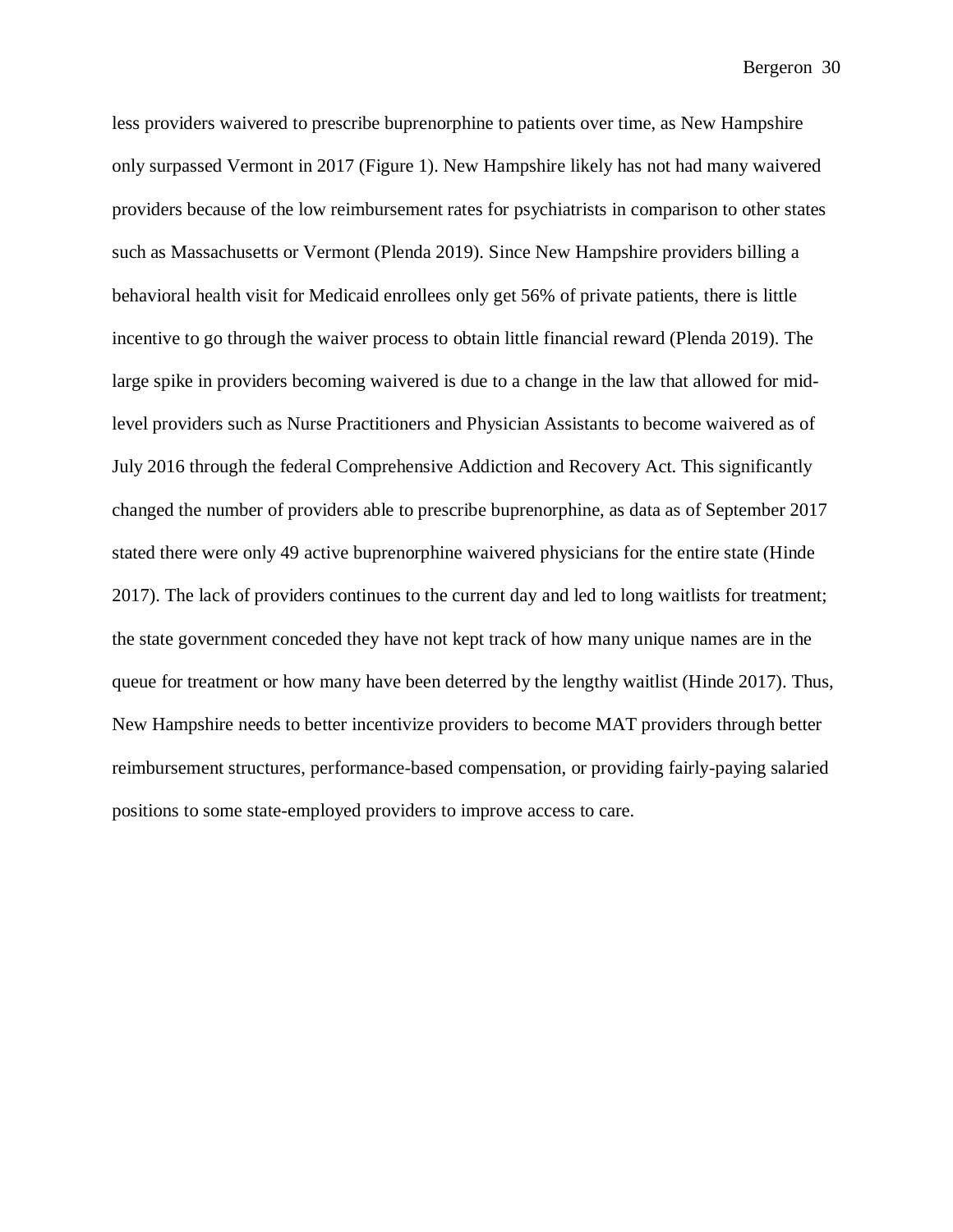less providers waivered to prescribe buprenorphine to patients over time, as New Hampshire only surpassed Vermont in 2017 (Figure 1). New Hampshire likely has not had many waivered providers because of the low reimbursement rates for psychiatrists in comparison to other states such as Massachusetts or Vermont (Plenda 2019). Since New Hampshire providers billing a behavioral health visit for Medicaid enrollees only get 56% of private patients, there is little incentive to go through the waiver process to obtain little financial reward (Plenda 2019). The large spike in providers becoming waivered is due to a change in the law that allowed for mid-level providers such as Nurse Practitioners and Physician Assistants to become waivered as of July 2016 through the federal Comprehensive Addiction and Recovery Act. This significantly changed the number of providers able to prescribe buprenorphine, as data as of September 2017 stated there were only 49 active buprenorphine waivered physicians for the entire state (Hinde 2017). The lack of providers continues to the current day and led to long waitlists for treatment; the state government conceded they have not kept track of how many unique names are in the queue for treatment or how many have been deterred by the lengthy waitlist (Hinde 2017). Thus, New Hampshire needs to better incentivize providers to become MAT providers through better reimbursement structures, performance-based compensation, or providing fairly-paying salaried positions to some state-employed providers to improve access to care.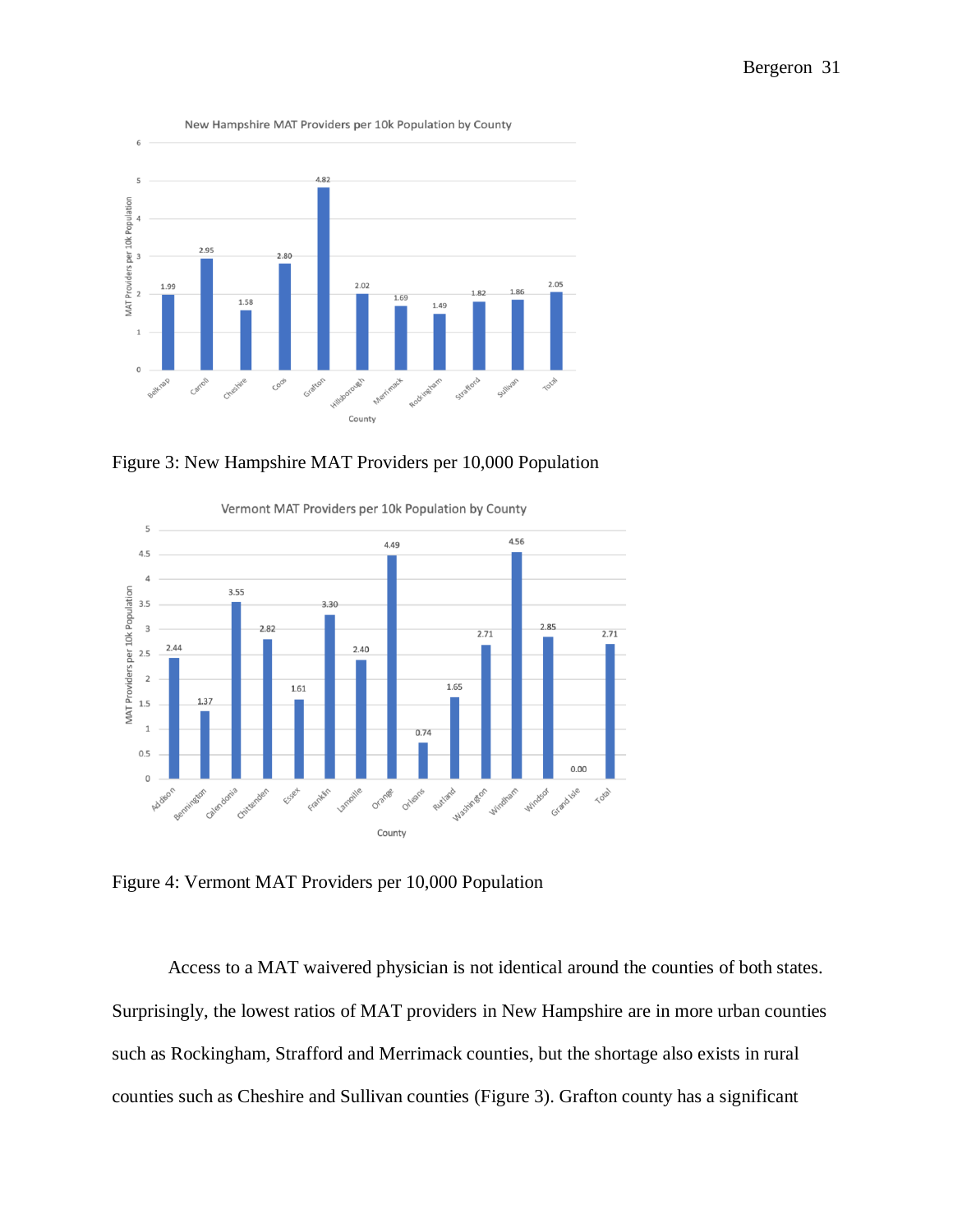Figure 3: New Hampshire MAT Providers per 10,000 Population

Figure 4: Vermont MAT Providers per 10,000 Population

Access to a MAT waivered physician is not identical around the counties of both states. Surprisingly, the lowest ratios of MAT providers in New Hampshire are in more urban counties such as Rockingham, Strafford and Merrimack counties, but the shortage also exists in rural counties such as Cheshire and Sullivan counties (Figure 3). Grafton county has a significant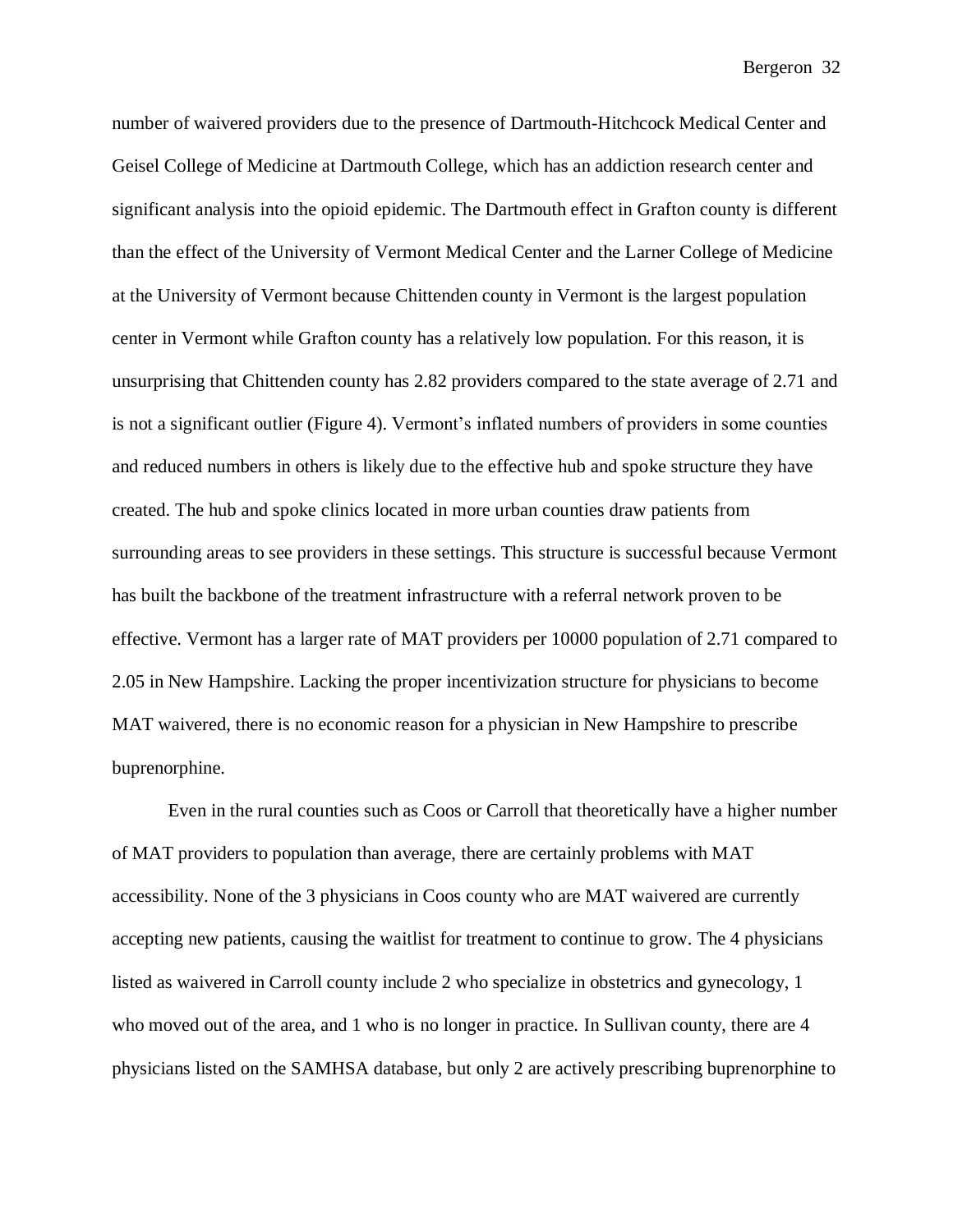number of waivered providers due to the presence of Dartmouth-Hitchcock Medical Center and Geisel College of Medicine at Dartmouth College, which has an addiction research center and significant analysis into the opioid epidemic. The Dartmouth effect in Grafton county is different than the effect of the University of Vermont Medical Center and the Larner College of Medicine at the University of Vermont because Chittenden county in Vermont is the largest population center in Vermont while Grafton county has a relatively low population. For this reason, it is unsurprising that Chittenden county has 2.82 providers compared to the state average of 2.71 and is not a significant outlier (Figure 4). Vermont's inflated numbers of providers in some counties and reduced numbers in others is likely due to the effective hub and spoke structure they have created. The hub and spoke clinics located in more urban counties draw patients from surrounding areas to see providers in these settings. This structure is successful because Vermont has built the backbone of the treatment infrastructure with a referral network proven to be effective. Vermont has a larger rate of MAT providers per 10000 population of 2.71 compared to 2.05 in New Hampshire. Lacking the proper incentivization structure for physicians to become MAT waivered, there is no economic reason for a physician in New Hampshire to prescribe buprenorphine.

Even in the rural counties such as Coos or Carroll that theoretically have a higher number of MAT providers to population than average, there are certainly problems with MAT accessibility. None of the 3 physicians in Coos county who are MAT waivered are currently accepting new patients, causing the waitlist for treatment to continue to grow. The 4 physicians listed as waivered in Carroll county include 2 who specialize in obstetrics and gynecology, 1 who moved out of the area, and 1 who is no longer in practice. In Sullivan county, there are 4 physicians listed on the SAMHSA database, but only 2 are actively prescribing buprenorphine to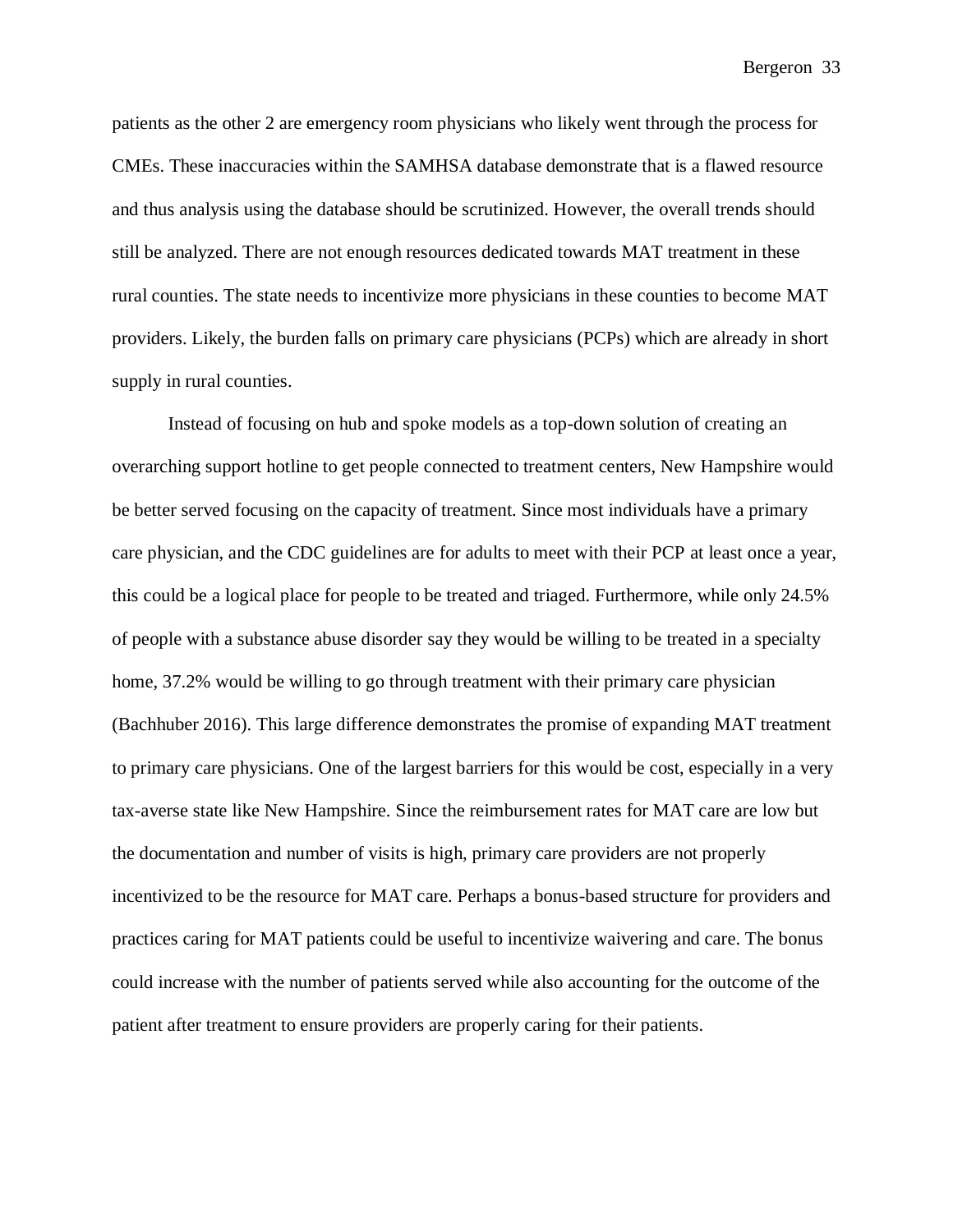patients as the other 2 are emergency room physicians who likely went through the process for CMEs. These inaccuracies within the SAMHSA database demonstrate that is a flawed resource and thus analysis using the database should be scrutinized. However, the overall trends should still be analyzed. There are not enough resources dedicated towards MAT treatment in these rural counties. The state needs to incentivize more physicians in these counties to become MAT providers. Likely, the burden falls on primary care physicians (PCPs) which are already in short supply in rural counties.

Instead of focusing on hub and spoke models as a top-down solution of creating an overarching support hotline to get people connected to treatment centers, New Hampshire would be better served focusing on the capacity of treatment. Since most individuals have a primary care physician, and the CDC guidelines are for adults to meet with their PCP at least once a year, this could be a logical place for people to be treated and triaged. Furthermore, while only 24.5% of people with a substance abuse disorder say they would be willing to be treated in a specialty home, 37.2% would be willing to go through treatment with their primary care physician (Bachhuber 2016). This large difference demonstrates the promise of expanding MAT treatment to primary care physicians. One of the largest barriers for this would be cost, especially in a very tax-averse state like New Hampshire. Since the reimbursement rates for MAT care are low but the documentation and number of visits is high, primary care providers are not properly incentivized to be the resource for MAT care. Perhaps a bonus-based structure for providers and practices caring for MAT patients could be useful to incentivize waivering and care. The bonus could increase with the number of patients served while also accounting for the outcome of the patient after treatment to ensure providers are properly caring for their patients.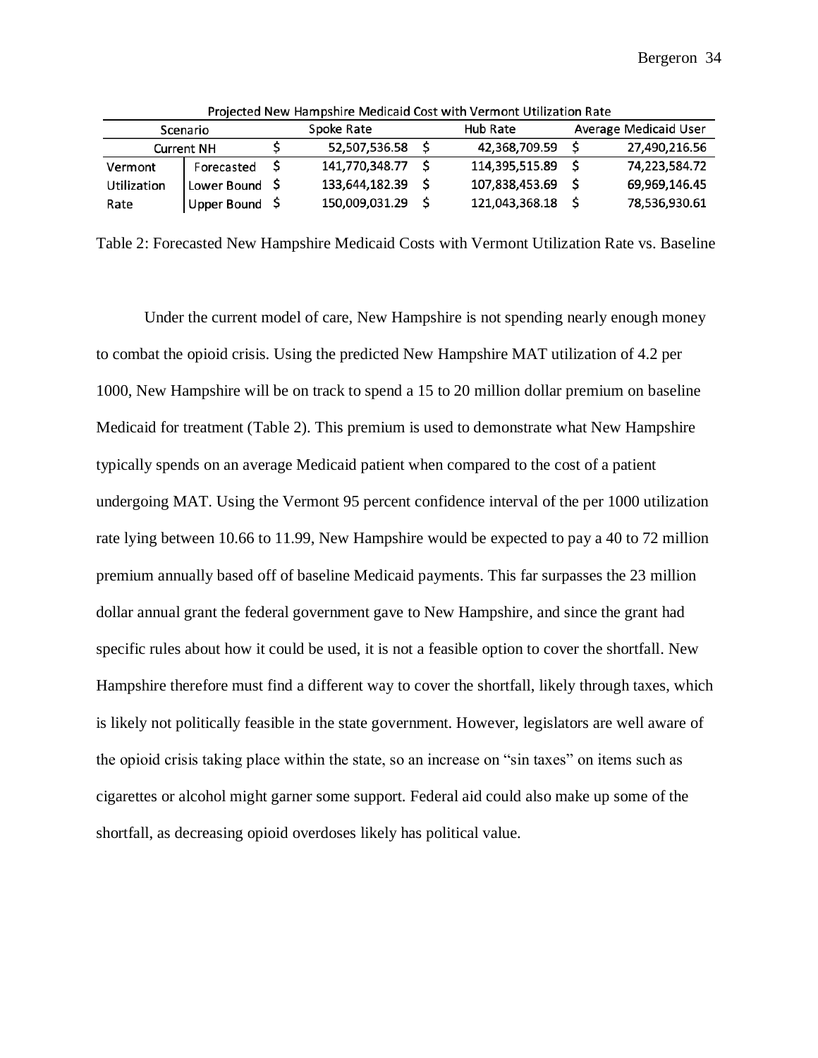Projected New Hampshire Medicaid Cost with Vermont Utilization Rate

| Scenario | | Spoke Rate | Hub Rate | Average Medicaid User |
|---|---|---|---|---|
| Current NH | | $ 52,507,536.58 | $ 42,368,709.59 | $ 27,490,216.56 |
| Vermont Utilization Rate | Forecasted | $ 141,770,348.77 | $ 114,395,515.89 | $ 74,223,584.72 |
| | Lower Bound | $ 133,644,182.39 | $ 107,838,453.69 | $ 69,969,146.45 |
| | Upper Bound | $ 150,009,031.29 | $ 121,043,368.18 | $ 78,536,930.61 |

Table 2: Forecasted New Hampshire Medicaid Costs with Vermont Utilization Rate vs. Baseline

Under the current model of care, New Hampshire is not spending nearly enough money to combat the opioid crisis. Using the predicted New Hampshire MAT utilization of 4.2 per 1000, New Hampshire will be on track to spend a 15 to 20 million dollar premium on baseline Medicaid for treatment (Table 2). This premium is used to demonstrate what New Hampshire typically spends on an average Medicaid patient when compared to the cost of a patient undergoing MAT. Using the Vermont 95 percent confidence interval of the per 1000 utilization rate lying between 10.66 to 11.99, New Hampshire would be expected to pay a 40 to 72 million premium annually based off of baseline Medicaid payments. This far surpasses the 23 million dollar annual grant the federal government gave to New Hampshire, and since the grant had specific rules about how it could be used, it is not a feasible option to cover the shortfall. New Hampshire therefore must find a different way to cover the shortfall, likely through taxes, which is likely not politically feasible in the state government. However, legislators are well aware of the opioid crisis taking place within the state, so an increase on "sin taxes" on items such as cigarettes or alcohol might garner some support. Federal aid could also make up some of the shortfall, as decreasing opioid overdoses likely has political value.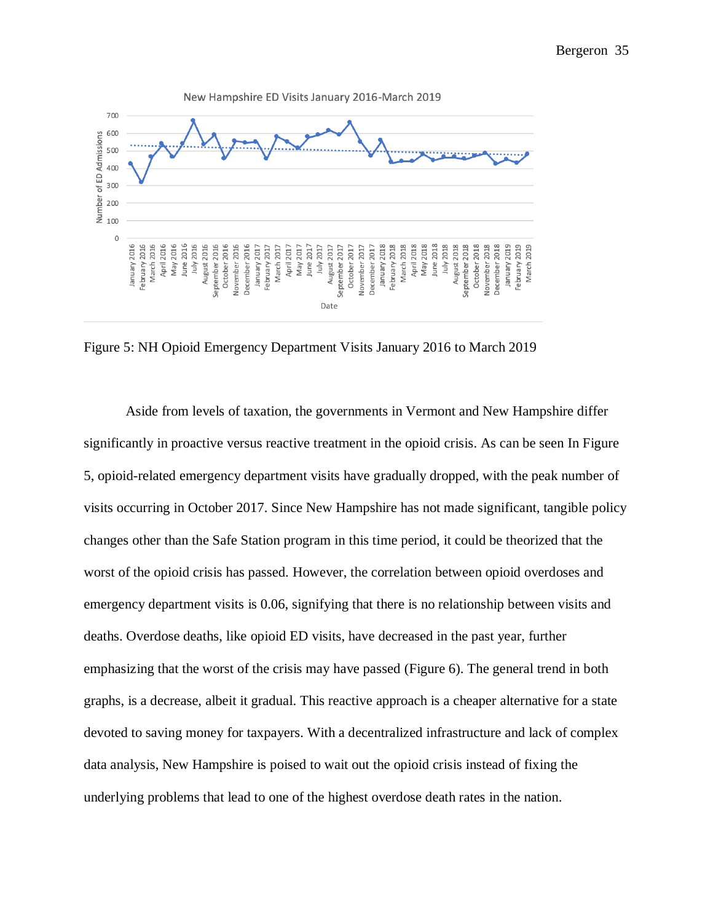Figure 5: NH Opioid Emergency Department Visits January 2016 to March 2019

Aside from levels of taxation, the governments in Vermont and New Hampshire differ significantly in proactive versus reactive treatment in the opioid crisis. As can be seen In Figure 5, opioid-related emergency department visits have gradually dropped, with the peak number of visits occurring in October 2017. Since New Hampshire has not made significant, tangible policy changes other than the Safe Station program in this time period, it could be theorized that the worst of the opioid crisis has passed. However, the correlation between opioid overdoses and emergency department visits is 0.06, signifying that there is no relationship between visits and deaths. Overdose deaths, like opioid ED visits, have decreased in the past year, further emphasizing that the worst of the crisis may have passed (Figure 6). The general trend in both graphs, is a decrease, albeit it gradual. This reactive approach is a cheaper alternative for a state devoted to saving money for taxpayers. With a decentralized infrastructure and lack of complex data analysis, New Hampshire is poised to wait out the opioid crisis instead of fixing the underlying problems that lead to one of the highest overdose death rates in the nation.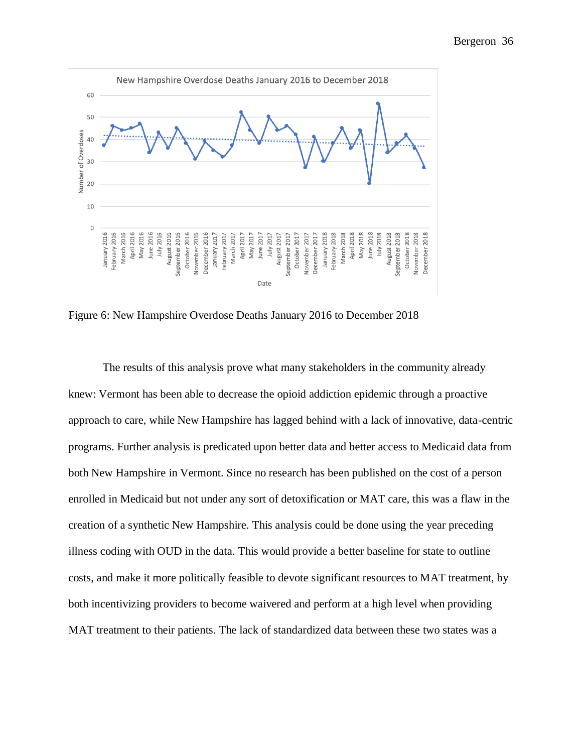Figure 6: New Hampshire Overdose Deaths January 2016 to December 2018

The results of this analysis prove what many stakeholders in the community already knew: Vermont has been able to decrease the opioid addiction epidemic through a proactive approach to care, while New Hampshire has lagged behind with a lack of innovative, data-centric programs. Further analysis is predicated upon better data and better access to Medicaid data from both New Hampshire in Vermont. Since no research has been published on the cost of a person enrolled in Medicaid but not under any sort of detoxification or MAT care, this was a flaw in the creation of a synthetic New Hampshire. This analysis could be done using the year preceding illness coding with OUD in the data. This would provide a better baseline for state to outline costs, and make it more politically feasible to devote significant resources to MAT treatment, by both incentivizing providers to become waivered and perform at a high level when providing MAT treatment to their patients. The lack of standardized data between these two states was a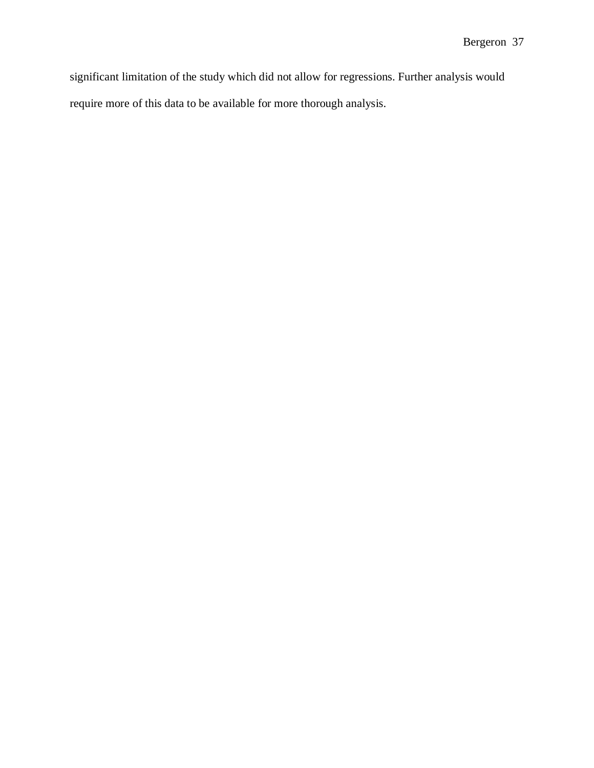significant limitation of the study which did not allow for regressions. Further analysis would require more of this data to be available for more thorough analysis.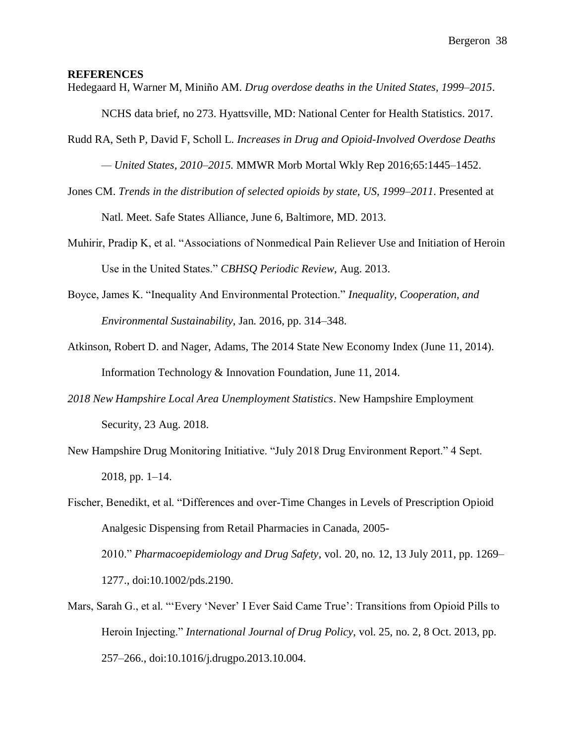**REFERENCES**

Hedegaard H, Warner M, Miniño AM. *Drug overdose deaths in the United States, 1999–2015*. NCHS data brief, no 273. Hyattsville, MD: National Center for Health Statistics. 2017.

Rudd RA, Seth P, David F, Scholl L. *Increases in Drug and Opioid-Involved Overdose Deaths — United States, 2010–2015.* MMWR Morb Mortal Wkly Rep 2016;65:1445–1452.

Jones CM. *Trends in the distribution of selected opioids by state, US, 1999–2011*. Presented at Natl. Meet. Safe States Alliance, June 6, Baltimore, MD. 2013.

Muhirir, Pradip K, et al. "Associations of Nonmedical Pain Reliever Use and Initiation of Heroin Use in the United States." *CBHSQ Periodic Review*, Aug. 2013.

Boyce, James K. "Inequality And Environmental Protection." *Inequality, Cooperation, and Environmental Sustainability*, Jan. 2016, pp. 314–348.

Atkinson, Robert D. and Nager, Adams, The 2014 State New Economy Index (June 11, 2014). Information Technology & Innovation Foundation, June 11, 2014.

*2018 New Hampshire Local Area Unemployment Statistics*. New Hampshire Employment Security, 23 Aug. 2018.

New Hampshire Drug Monitoring Initiative. "July 2018 Drug Environment Report." 4 Sept. 2018, pp. 1–14.

Fischer, Benedikt, et al. "Differences and over-Time Changes in Levels of Prescription Opioid Analgesic Dispensing from Retail Pharmacies in Canada, 2005-2010." *Pharmacoepidemiology and Drug Safety*, vol. 20, no. 12, 13 July 2011, pp. 1269–1277., doi:10.1002/pds.2190.

Mars, Sarah G., et al. "'Every 'Never' I Ever Said Came True': Transitions from Opioid Pills to Heroin Injecting." *International Journal of Drug Policy*, vol. 25, no. 2, 8 Oct. 2013, pp. 257–266., doi:10.1016/j.drugpo.2013.10.004.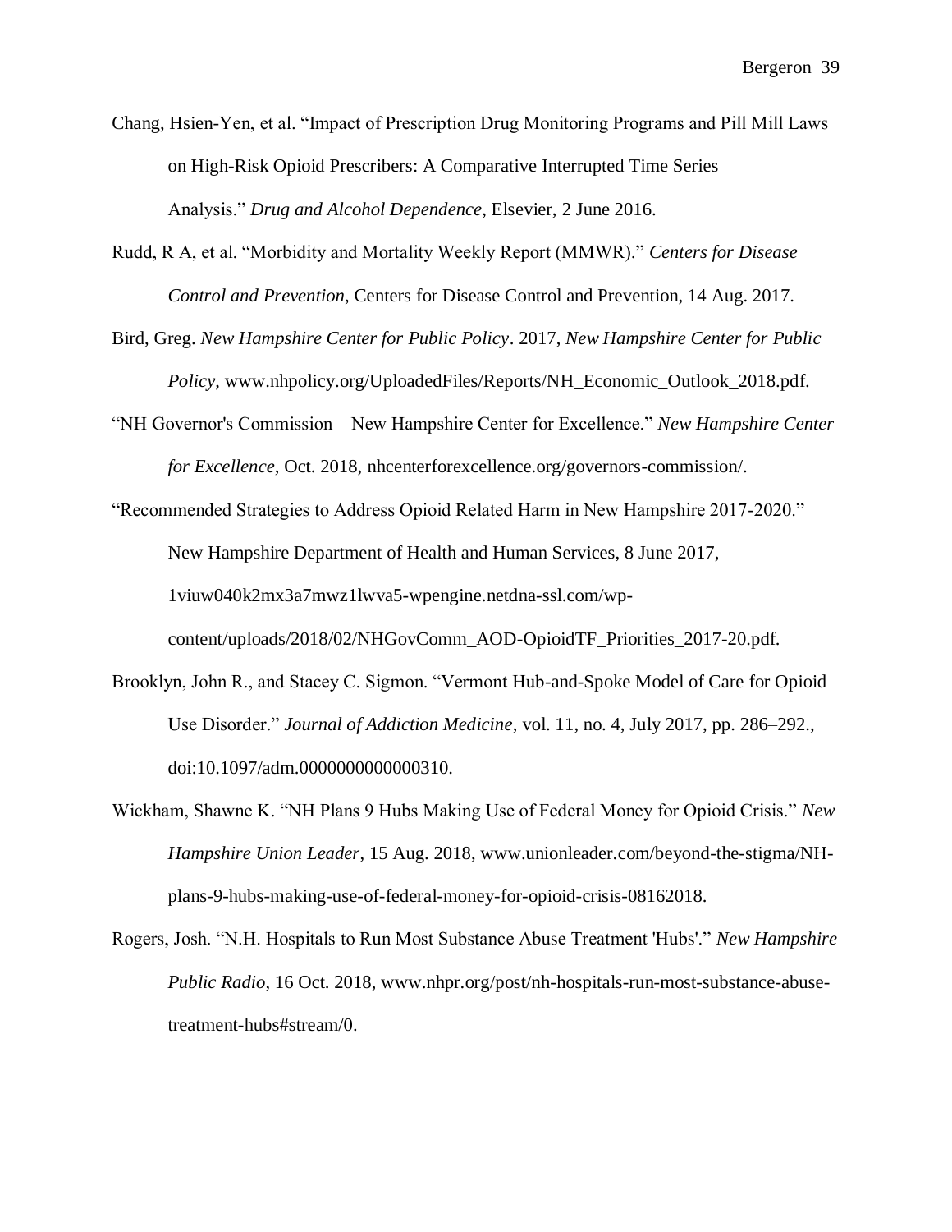Chang, Hsien-Yen, et al. "Impact of Prescription Drug Monitoring Programs and Pill Mill Laws on High-Risk Opioid Prescribers: A Comparative Interrupted Time Series Analysis." *Drug and Alcohol Dependence*, Elsevier, 2 June 2016.

Rudd, R A, et al. "Morbidity and Mortality Weekly Report (MMWR)." *Centers for Disease Control and Prevention*, Centers for Disease Control and Prevention, 14 Aug. 2017.

Bird, Greg. *New Hampshire Center for Public Policy*. 2017, *New Hampshire Center for Public Policy*, www.nhpolicy.org/UploadedFiles/Reports/NH_Economic_Outlook_2018.pdf.

"NH Governor's Commission – New Hampshire Center for Excellence." *New Hampshire Center for Excellence*, Oct. 2018, nhcenterforexcellence.org/governors-commission/.

"Recommended Strategies to Address Opioid Related Harm in New Hampshire 2017-2020." New Hampshire Department of Health and Human Services, 8 June 2017, 1viuw040k2mx3a7mwz1lwva5-wpengine.netdna-ssl.com/wp-content/uploads/2018/02/NHGovComm_AOD-OpioidTF_Priorities_2017-20.pdf.

Brooklyn, John R., and Stacey C. Sigmon. "Vermont Hub-and-Spoke Model of Care for Opioid Use Disorder." *Journal of Addiction Medicine*, vol. 11, no. 4, July 2017, pp. 286–292., doi:10.1097/adm.0000000000000310.

Wickham, Shawne K. "NH Plans 9 Hubs Making Use of Federal Money for Opioid Crisis." *New Hampshire Union Leader*, 15 Aug. 2018, www.unionleader.com/beyond-the-stigma/NH-plans-9-hubs-making-use-of-federal-money-for-opioid-crisis-08162018.

Rogers, Josh. "N.H. Hospitals to Run Most Substance Abuse Treatment 'Hubs'." *New Hampshire Public Radio*, 16 Oct. 2018, www.nhpr.org/post/nh-hospitals-run-most-substance-abuse-treatment-hubs#stream/0.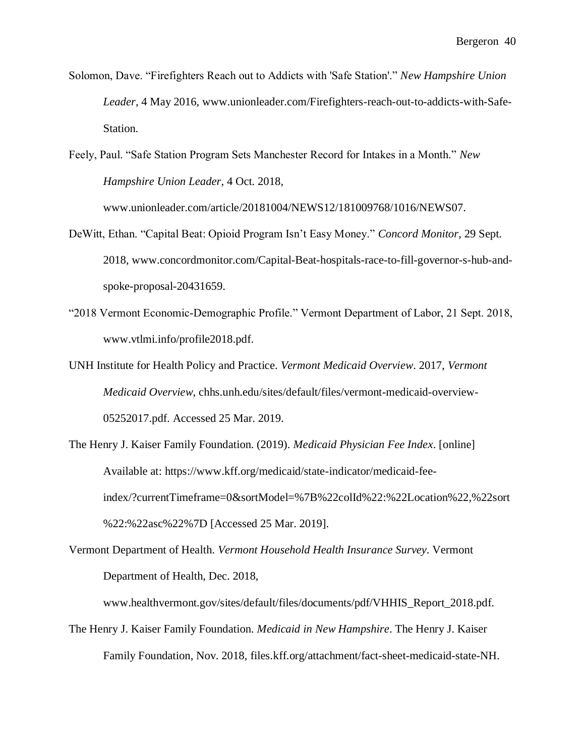Solomon, Dave. "Firefighters Reach out to Addicts with 'Safe Station'." *New Hampshire Union Leader*, 4 May 2016, www.unionleader.com/Firefighters-reach-out-to-addicts-with-Safe-Station.

Feely, Paul. "Safe Station Program Sets Manchester Record for Intakes in a Month." *New Hampshire Union Leader*, 4 Oct. 2018, www.unionleader.com/article/20181004/NEWS12/181009768/1016/NEWS07.

DeWitt, Ethan. "Capital Beat: Opioid Program Isn't Easy Money." *Concord Monitor*, 29 Sept. 2018, www.concordmonitor.com/Capital-Beat-hospitals-race-to-fill-governor-s-hub-and-spoke-proposal-20431659.

"2018 Vermont Economic-Demographic Profile." Vermont Department of Labor, 21 Sept. 2018, www.vtlmi.info/profile2018.pdf.

UNH Institute for Health Policy and Practice. *Vermont Medicaid Overview*. 2017, *Vermont Medicaid Overview*, chhs.unh.edu/sites/default/files/vermont-medicaid-overview-05252017.pdf. Accessed 25 Mar. 2019.

The Henry J. Kaiser Family Foundation. (2019). *Medicaid Physician Fee Index*. [online] Available at: https://www.kff.org/medicaid/state-indicator/medicaid-fee-index/?currentTimeframe=0&sortModel=%7B%22colId%22:%22Location%22,%22sort%22:%22asc%22%7D [Accessed 25 Mar. 2019].

Vermont Department of Health. *Vermont Household Health Insurance Survey*. Vermont Department of Health, Dec. 2018, www.healthvermont.gov/sites/default/files/documents/pdf/VHHIS_Report_2018.pdf.

The Henry J. Kaiser Family Foundation. *Medicaid in New Hampshire*. The Henry J. Kaiser Family Foundation, Nov. 2018, files.kff.org/attachment/fact-sheet-medicaid-state-NH.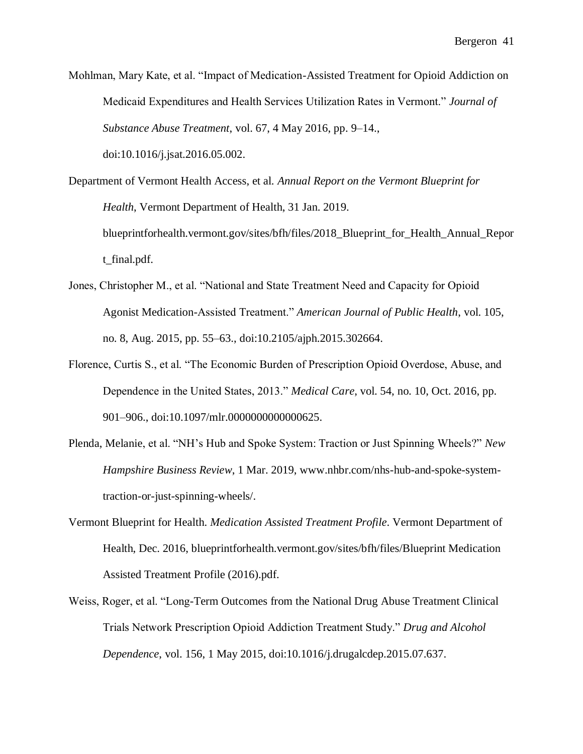Mohlman, Mary Kate, et al. "Impact of Medication-Assisted Treatment for Opioid Addiction on Medicaid Expenditures and Health Services Utilization Rates in Vermont." *Journal of Substance Abuse Treatment*, vol. 67, 4 May 2016, pp. 9–14., doi:10.1016/j.jsat.2016.05.002.

Department of Vermont Health Access, et al. *Annual Report on the Vermont Blueprint for Health*, Vermont Department of Health, 31 Jan. 2019. blueprintforhealth.vermont.gov/sites/bfh/files/2018_Blueprint_for_Health_Annual_Report_final.pdf.

Jones, Christopher M., et al. "National and State Treatment Need and Capacity for Opioid Agonist Medication-Assisted Treatment." *American Journal of Public Health*, vol. 105, no. 8, Aug. 2015, pp. 55–63., doi:10.2105/ajph.2015.302664.

Florence, Curtis S., et al. "The Economic Burden of Prescription Opioid Overdose, Abuse, and Dependence in the United States, 2013." *Medical Care*, vol. 54, no. 10, Oct. 2016, pp. 901–906., doi:10.1097/mlr.0000000000000625.

Plenda, Melanie, et al. "NH's Hub and Spoke System: Traction or Just Spinning Wheels?" *New Hampshire Business Review*, 1 Mar. 2019, www.nhbr.com/nhs-hub-and-spoke-system-traction-or-just-spinning-wheels/.

Vermont Blueprint for Health. *Medication Assisted Treatment Profile*. Vermont Department of Health, Dec. 2016, blueprintforhealth.vermont.gov/sites/bfh/files/Blueprint Medication Assisted Treatment Profile (2016).pdf.

Weiss, Roger, et al. "Long-Term Outcomes from the National Drug Abuse Treatment Clinical Trials Network Prescription Opioid Addiction Treatment Study." *Drug and Alcohol Dependence*, vol. 156, 1 May 2015, doi:10.1016/j.drugalcdep.2015.07.637.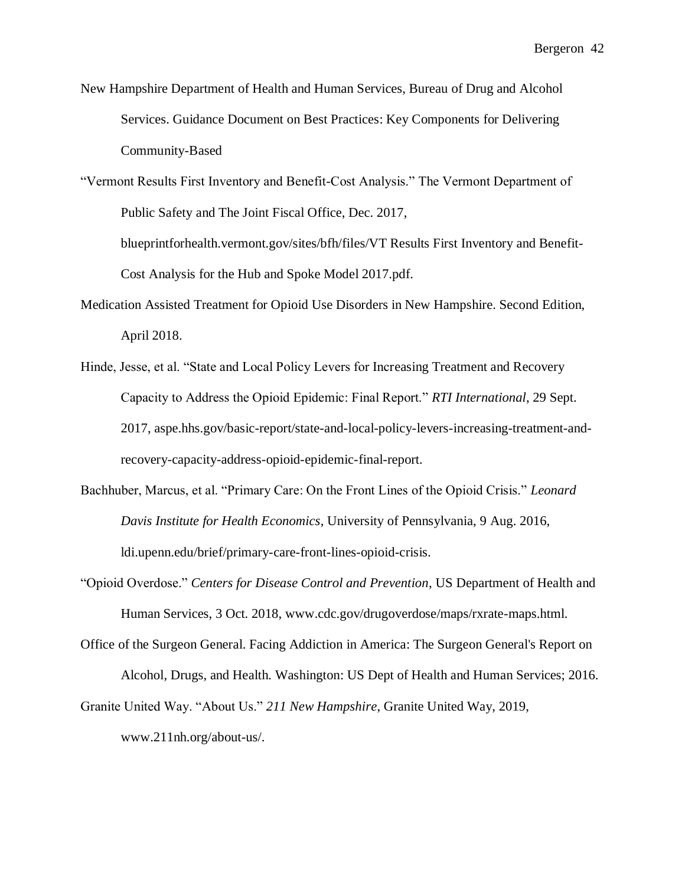New Hampshire Department of Health and Human Services, Bureau of Drug and Alcohol Services. Guidance Document on Best Practices: Key Components for Delivering Community-Based

"Vermont Results First Inventory and Benefit-Cost Analysis." The Vermont Department of Public Safety and The Joint Fiscal Office, Dec. 2017, blueprintforhealth.vermont.gov/sites/bfh/files/VT Results First Inventory and Benefit-Cost Analysis for the Hub and Spoke Model 2017.pdf.

Medication Assisted Treatment for Opioid Use Disorders in New Hampshire. Second Edition, April 2018.

Hinde, Jesse, et al. "State and Local Policy Levers for Increasing Treatment and Recovery Capacity to Address the Opioid Epidemic: Final Report." *RTI International*, 29 Sept. 2017, aspe.hhs.gov/basic-report/state-and-local-policy-levers-increasing-treatment-and-recovery-capacity-address-opioid-epidemic-final-report.

Bachhuber, Marcus, et al. "Primary Care: On the Front Lines of the Opioid Crisis." *Leonard Davis Institute for Health Economics*, University of Pennsylvania, 9 Aug. 2016, ldi.upenn.edu/brief/primary-care-front-lines-opioid-crisis.

"Opioid Overdose." *Centers for Disease Control and Prevention*, US Department of Health and Human Services, 3 Oct. 2018, www.cdc.gov/drugoverdose/maps/rxrate-maps.html.

Office of the Surgeon General. Facing Addiction in America: The Surgeon General's Report on Alcohol, Drugs, and Health. Washington: US Dept of Health and Human Services; 2016.

Granite United Way. "About Us." *211 New Hampshire*, Granite United Way, 2019, www.211nh.org/about-us/.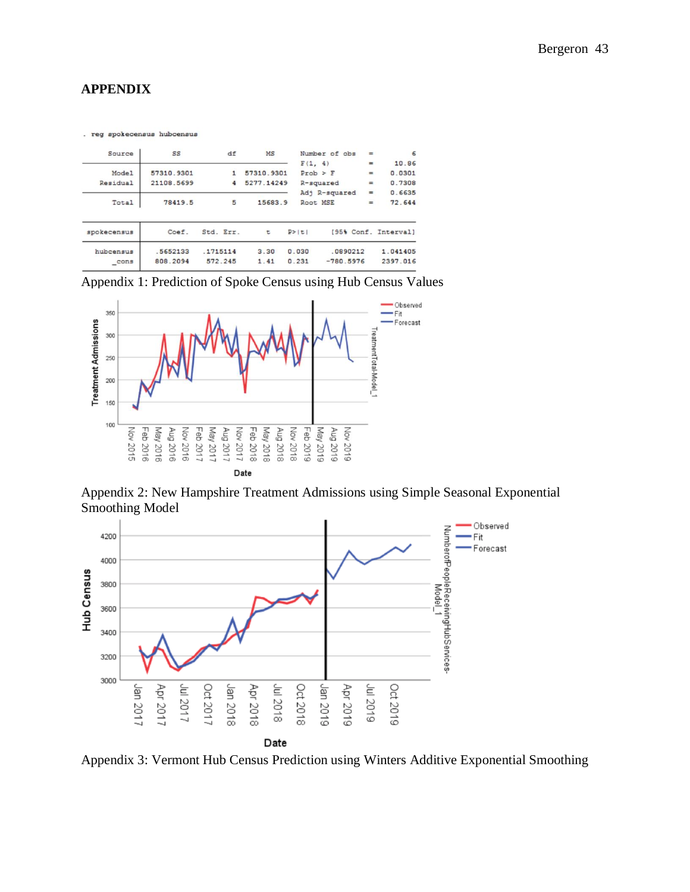# APPENDIX

```
. reg spokecensus hubcensus

      Source |       SS           df       MS      Number of obs   =         6
-------------+----------------------------------   F(1, 4)         =     10.86
       Model |  57310.9301         1  57310.9301   Prob > F        =    0.0301
    Residual |  21108.5699         4  5277.14249   R-squared       =    0.7308
-------------+----------------------------------   Adj R-squared   =    0.6635
       Total |     78419.5         5     15683.9   Root MSE        =    72.644

------------------------------------------------------------------------------
 spokecensus |      Coef.   Std. Err.      t    P>|t|     [95% Conf. Interval]
-------------+----------------------------------------------------------------
   hubcensus |   .5652133   .1715114     3.30   0.030     .0890212    1.041405
       _cons |   808.2094    572.245     1.41   0.231    -780.5976    2397.016
------------------------------------------------------------------------------
```

Appendix 1: Prediction of Spoke Census using Hub Census Values

Appendix 2: New Hampshire Treatment Admissions using Simple Seasonal Exponential Smoothing Model

Appendix 3: Vermont Hub Census Prediction using Winters Additive Exponential Smoothing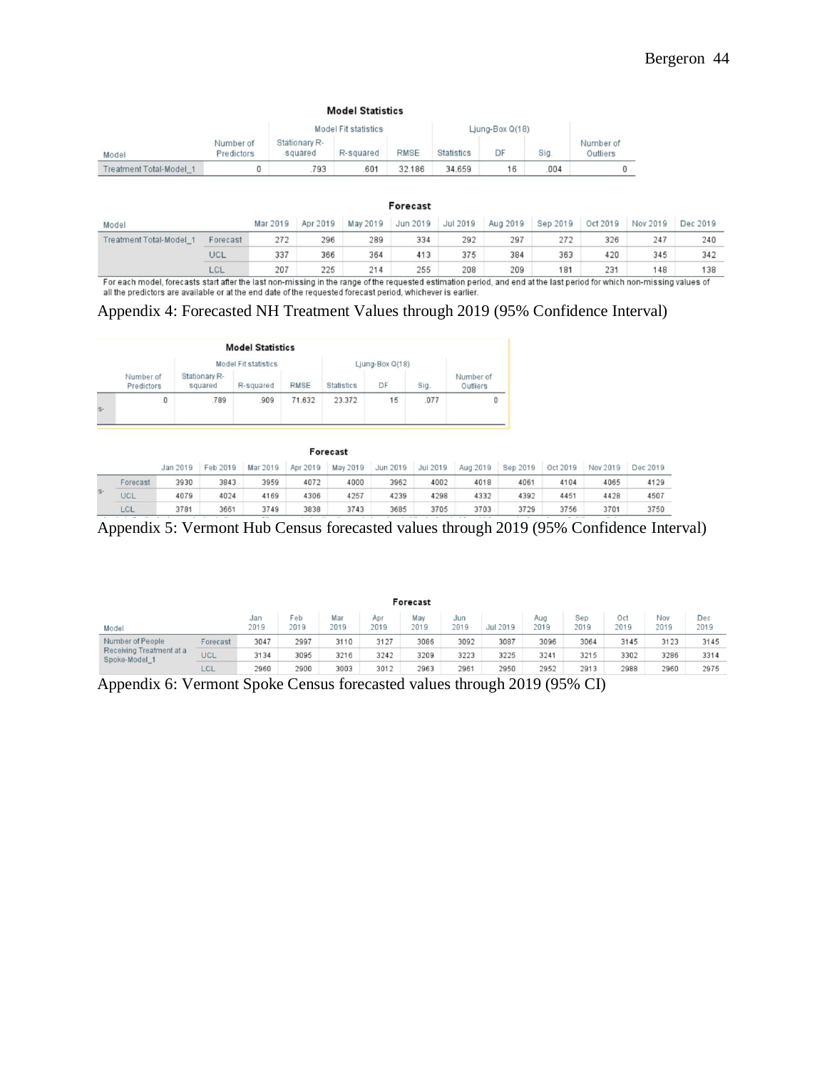**Model Statistics**

| Model | Number of Predictors | Model Fit statistics | | | Ljung-Box Q(18) | | | Number of Outliers |
|---|---|---|---|---|---|---|---|---|
| | | Stationary R-squared | R-squared | RMSE | Statistics | DF | Sig. | |
| Treatment Total-Model_1 | 0 | .793 | .601 | 32.186 | 34.659 | 16 | .004 | 0 |

**Forecast**

| Model | | Mar 2019 | Apr 2019 | May 2019 | Jun 2019 | Jul 2019 | Aug 2019 | Sep 2019 | Oct 2019 | Nov 2019 | Dec 2019 |
|---|---|---|---|---|---|---|---|---|---|---|---|
| Treatment Total-Model_1 | Forecast | 272 | 296 | 289 | 334 | 292 | 297 | 272 | 326 | 247 | 240 |
| | UCL | 337 | 366 | 364 | 413 | 375 | 384 | 363 | 420 | 345 | 342 |
| | LCL | 207 | 225 | 214 | 255 | 208 | 209 | 181 | 231 | 148 | 138 |

For each model, forecasts start after the last non-missing in the range of the requested estimation period, and end at the last period for which non-missing values of all the predictors are available or at the end date of the requested forecast period, whichever is earlier.

Appendix 4: Forecasted NH Treatment Values through 2019 (95% Confidence Interval)

**Model Statistics**

| | Number of Predictors | Model Fit statistics | | | Ljung-Box Q(18) | | | Number of Outliers |
|---|---|---|---|---|---|---|---|---|
| | | Stationary R-squared | R-squared | RMSE | Statistics | DF | Sig. | |
| s- | 0 | .789 | .909 | 71.632 | 23.372 | 15 | .077 | 0 |

**Forecast**

| | | Jan 2019 | Feb 2019 | Mar 2019 | Apr 2019 | May 2019 | Jun 2019 | Jul 2019 | Aug 2019 | Sep 2019 | Oct 2019 | Nov 2019 | Dec 2019 |
|---|---|---|---|---|---|---|---|---|---|---|---|---|---|
| s- | Forecast | 3930 | 3843 | 3959 | 4072 | 4000 | 3962 | 4002 | 4018 | 4061 | 4104 | 4065 | 4129 |
| | UCL | 4079 | 4024 | 4169 | 4306 | 4257 | 4239 | 4298 | 4332 | 4392 | 4451 | 4428 | 4507 |
| | LCL | 3781 | 3661 | 3749 | 3838 | 3743 | 3685 | 3705 | 3703 | 3729 | 3756 | 3701 | 3750 |

Appendix 5: Vermont Hub Census forecasted values through 2019 (95% Confidence Interval)

**Forecast**

| Model | | Jan 2019 | Feb 2019 | Mar 2019 | Apr 2019 | May 2019 | Jun 2019 | Jul 2019 | Aug 2019 | Sep 2019 | Oct 2019 | Nov 2019 | Dec 2019 |
|---|---|---|---|---|---|---|---|---|---|---|---|---|---|
| Number of People Receiving Treatment at a Spoke-Model_1 | Forecast | 3047 | 2997 | 3110 | 3127 | 3086 | 3092 | 3087 | 3096 | 3064 | 3145 | 3123 | 3145 |
| | UCL | 3134 | 3095 | 3216 | 3242 | 3209 | 3223 | 3225 | 3241 | 3215 | 3302 | 3286 | 3314 |
| | LCL | 2960 | 2900 | 3003 | 3012 | 2963 | 2961 | 2950 | 2952 | 2913 | 2988 | 2960 | 2975 |

Appendix 6: Vermont Spoke Census forecasted values through 2019 (95% CI)